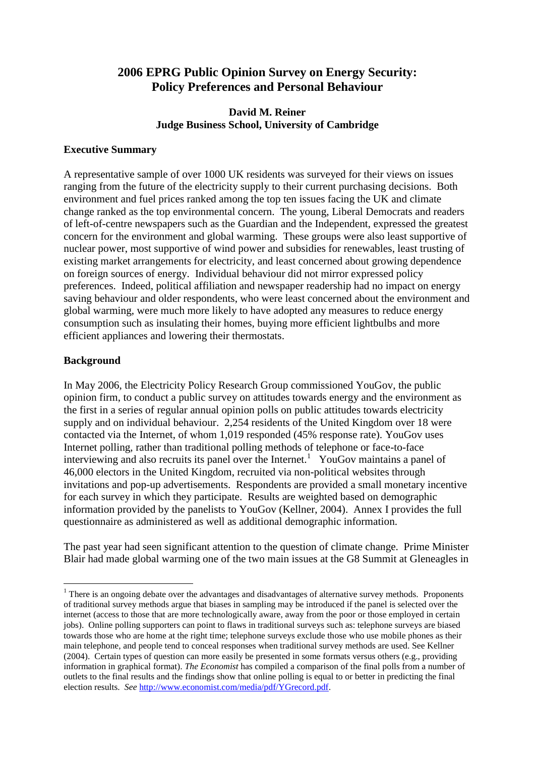# 2006 EPRG Public Opinion Survey on Energy Security: Policy Preferences and Personal Behaviour

**David M. Reiner**
**Judge Business School, University of Cambridge**

## Executive Summary

A representative sample of over 1000 UK residents was surveyed for their views on issues ranging from the future of the electricity supply to their current purchasing decisions. Both environment and fuel prices ranked among the top ten issues facing the UK and climate change ranked as the top environmental concern. The young, Liberal Democrats and readers of left-of-centre newspapers such as the Guardian and the Independent, expressed the greatest concern for the environment and global warming. These groups were also least supportive of nuclear power, most supportive of wind power and subsidies for renewables, least trusting of existing market arrangements for electricity, and least concerned about growing dependence on foreign sources of energy. Individual behaviour did not mirror expressed policy preferences. Indeed, political affiliation and newspaper readership had no impact on energy saving behaviour and older respondents, who were least concerned about the environment and global warming, were much more likely to have adopted any measures to reduce energy consumption such as insulating their homes, buying more efficient lightbulbs and more efficient appliances and lowering their thermostats.

## Background

In May 2006, the Electricity Policy Research Group commissioned YouGov, the public opinion firm, to conduct a public survey on attitudes towards energy and the environment as the first in a series of regular annual opinion polls on public attitudes towards electricity supply and on individual behaviour. 2,254 residents of the United Kingdom over 18 were contacted via the Internet, of whom 1,019 responded (45% response rate). YouGov uses Internet polling, rather than traditional polling methods of telephone or face-to-face interviewing and also recruits its panel over the Internet.[1] YouGov maintains a panel of 46,000 electors in the United Kingdom, recruited via non-political websites through invitations and pop-up advertisements. Respondents are provided a small monetary incentive for each survey in which they participate. Results are weighted based on demographic information provided by the panelists to YouGov (Kellner, 2004). Annex I provides the full questionnaire as administered as well as additional demographic information.

The past year had seen significant attention to the question of climate change. Prime Minister Blair had made global warming one of the two main issues at the G8 Summit at Gleneagles in

---

[1] There is an ongoing debate over the advantages and disadvantages of alternative survey methods. Proponents of traditional survey methods argue that biases in sampling may be introduced if the panel is selected over the internet (access to those that are more technologically aware, away from the poor or those employed in certain jobs). Online polling supporters can point to flaws in traditional surveys such as: telephone surveys are biased towards those who are home at the right time; telephone surveys exclude those who use mobile phones as their main telephone, and people tend to conceal responses when traditional survey methods are used. See Kellner (2004). Certain types of question can more easily be presented in some formats versus others (e.g., providing information in graphical format). *The Economist* has compiled a comparison of the final polls from a number of outlets to the final results and the findings show that online polling is equal to or better in predicting the final election results. *See* http://www.economist.com/media/pdf/YGrecord.pdf.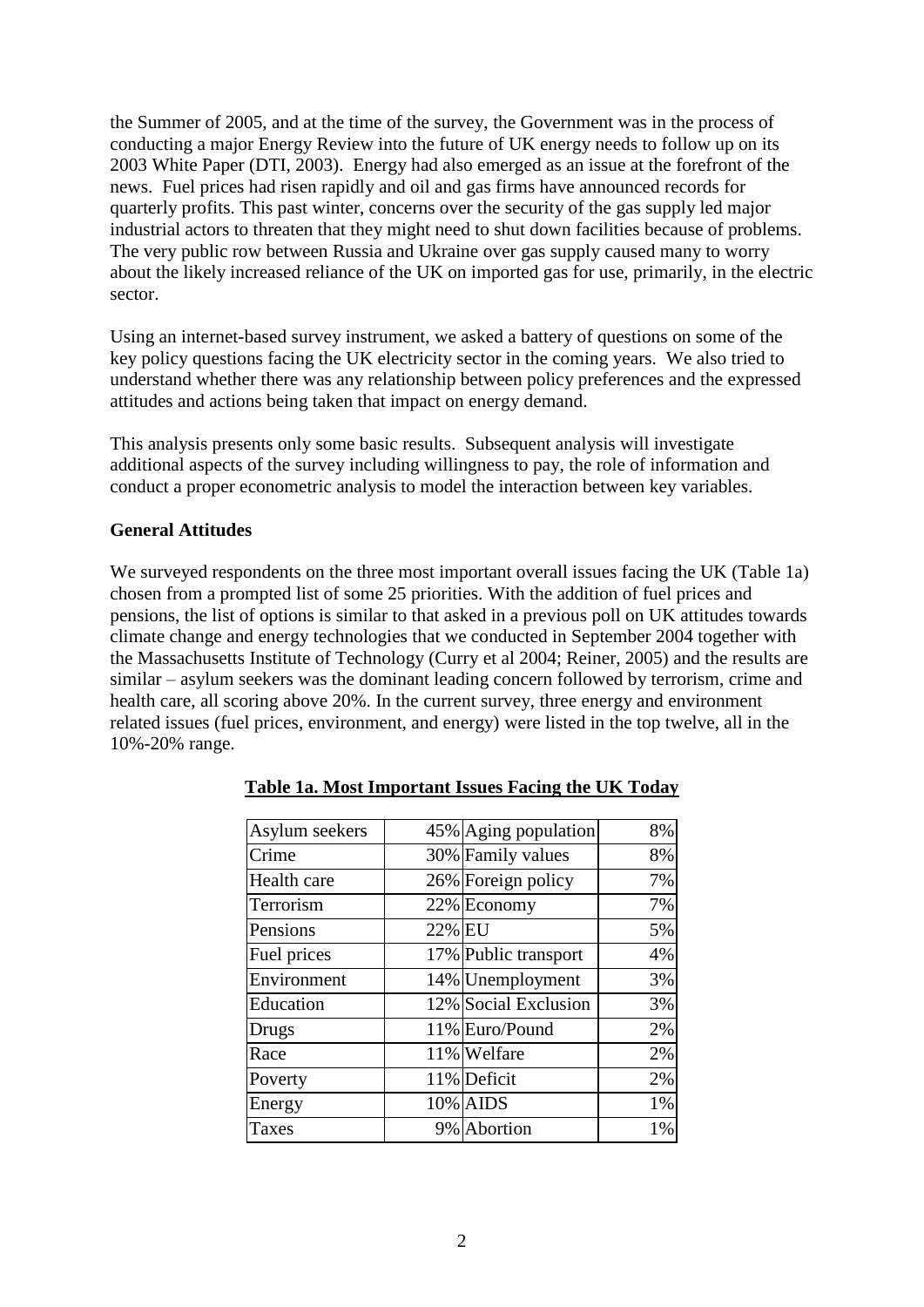the Summer of 2005, and at the time of the survey, the Government was in the process of conducting a major Energy Review into the future of UK energy needs to follow up on its 2003 White Paper (DTI, 2003). Energy had also emerged as an issue at the forefront of the news. Fuel prices had risen rapidly and oil and gas firms have announced records for quarterly profits. This past winter, concerns over the security of the gas supply led major industrial actors to threaten that they might need to shut down facilities because of problems. The very public row between Russia and Ukraine over gas supply caused many to worry about the likely increased reliance of the UK on imported gas for use, primarily, in the electric sector.

Using an internet-based survey instrument, we asked a battery of questions on some of the key policy questions facing the UK electricity sector in the coming years. We also tried to understand whether there was any relationship between policy preferences and the expressed attitudes and actions being taken that impact on energy demand.

This analysis presents only some basic results. Subsequent analysis will investigate additional aspects of the survey including willingness to pay, the role of information and conduct a proper econometric analysis to model the interaction between key variables.

**General Attitudes**

We surveyed respondents on the three most important overall issues facing the UK (Table 1a) chosen from a prompted list of some 25 priorities. With the addition of fuel prices and pensions, the list of options is similar to that asked in a previous poll on UK attitudes towards climate change and energy technologies that we conducted in September 2004 together with the Massachusetts Institute of Technology (Curry et al 2004; Reiner, 2005) and the results are similar – asylum seekers was the dominant leading concern followed by terrorism, crime and health care, all scoring above 20%. In the current survey, three energy and environment related issues (fuel prices, environment, and energy) were listed in the top twelve, all in the 10%-20% range.

**Table 1a. Most Important Issues Facing the UK Today**

| | | | |
|---|---|---|---|
| Asylum seekers | 45% | Aging population | 8% |
| Crime | 30% | Family values | 8% |
| Health care | 26% | Foreign policy | 7% |
| Terrorism | 22% | Economy | 7% |
| Pensions | 22% | EU | 5% |
| Fuel prices | 17% | Public transport | 4% |
| Environment | 14% | Unemployment | 3% |
| Education | 12% | Social Exclusion | 3% |
| Drugs | 11% | Euro/Pound | 2% |
| Race | 11% | Welfare | 2% |
| Poverty | 11% | Deficit | 2% |
| Energy | 10% | AIDS | 1% |
| Taxes | 9% | Abortion | 1% |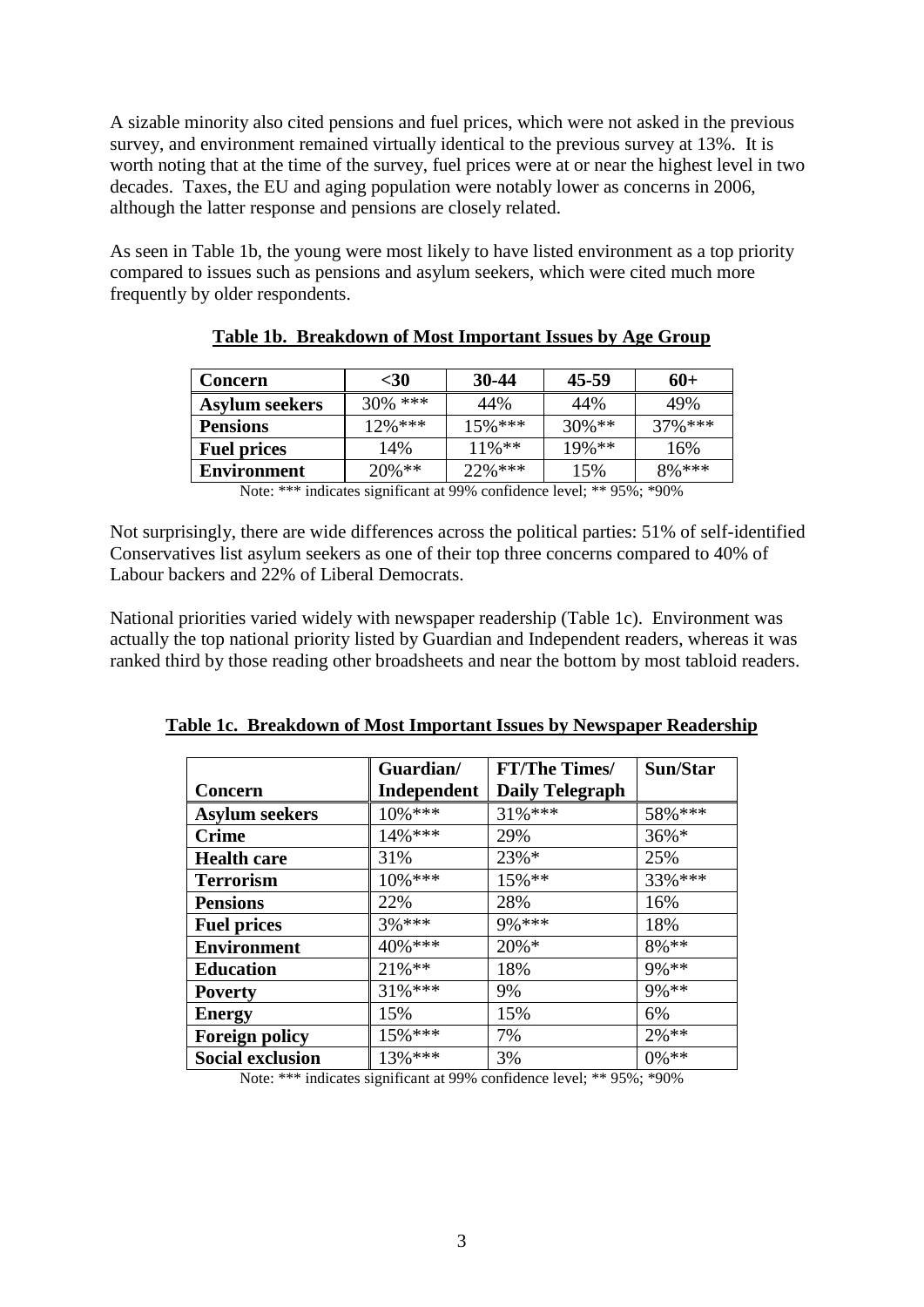A sizable minority also cited pensions and fuel prices, which were not asked in the previous survey, and environment remained virtually identical to the previous survey at 13%. It is worth noting that at the time of the survey, fuel prices were at or near the highest level in two decades. Taxes, the EU and aging population were notably lower as concerns in 2006, although the latter response and pensions are closely related.

As seen in Table 1b, the young were most likely to have listed environment as a top priority compared to issues such as pensions and asylum seekers, which were cited much more frequently by older respondents.

**Table 1b. Breakdown of Most Important Issues by Age Group**

| Concern | <30 | 30-44 | 45-59 | 60+ |
|---|---|---|---|---|
| **Asylum seekers** | 30% *** | 44% | 44% | 49% |
| **Pensions** | 12%*** | 15%*** | 30%** | 37%*** |
| **Fuel prices** | 14% | 11%** | 19%** | 16% |
| **Environment** | 20%** | 22%*** | 15% | 8%*** |

Note: *** indicates significant at 99% confidence level; ** 95%; *90%

Not surprisingly, there are wide differences across the political parties: 51% of self-identified Conservatives list asylum seekers as one of their top three concerns compared to 40% of Labour backers and 22% of Liberal Democrats.

National priorities varied widely with newspaper readership (Table 1c). Environment was actually the top national priority listed by Guardian and Independent readers, whereas it was ranked third by those reading other broadsheets and near the bottom by most tabloid readers.

**Table 1c. Breakdown of Most Important Issues by Newspaper Readership**

| Concern | Guardian/ Independent | FT/The Times/ Daily Telegraph | Sun/Star |
|---|---|---|---|
| **Asylum seekers** | 10%*** | 31%*** | 58%*** |
| **Crime** | 14%*** | 29% | 36%* |
| **Health care** | 31% | 23%* | 25% |
| **Terrorism** | 10%*** | 15%** | 33%*** |
| **Pensions** | 22% | 28% | 16% |
| **Fuel prices** | 3%*** | 9%*** | 18% |
| **Environment** | 40%*** | 20%* | 8%** |
| **Education** | 21%** | 18% | 9%** |
| **Poverty** | 31%*** | 9% | 9%** |
| **Energy** | 15% | 15% | 6% |
| **Foreign policy** | 15%*** | 7% | 2%** |
| **Social exclusion** | 13%*** | 3% | 0%** |

Note: *** indicates significant at 99% confidence level; ** 95%; *90%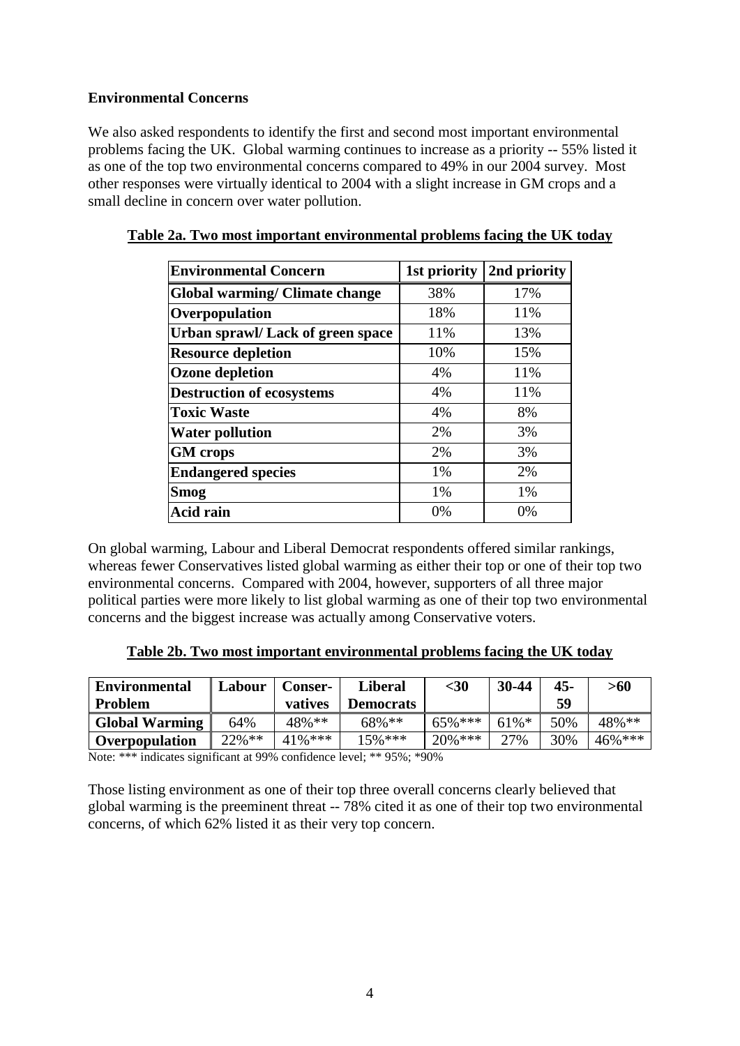## Environmental Concerns

We also asked respondents to identify the first and second most important environmental problems facing the UK. Global warming continues to increase as a priority -- 55% listed it as one of the top two environmental concerns compared to 49% in our 2004 survey. Most other responses were virtually identical to 2004 with a slight increase in GM crops and a small decline in concern over water pollution.

**Table 2a. Two most important environmental problems facing the UK today**

| Environmental Concern | 1st priority | 2nd priority |
|---|---|---|
| **Global warming/ Climate change** | 38% | 17% |
| **Overpopulation** | 18% | 11% |
| **Urban sprawl/ Lack of green space** | 11% | 13% |
| **Resource depletion** | 10% | 15% |
| **Ozone depletion** | 4% | 11% |
| **Destruction of ecosystems** | 4% | 11% |
| **Toxic Waste** | 4% | 8% |
| **Water pollution** | 2% | 3% |
| **GM crops** | 2% | 3% |
| **Endangered species** | 1% | 2% |
| **Smog** | 1% | 1% |
| **Acid rain** | 0% | 0% |

On global warming, Labour and Liberal Democrat respondents offered similar rankings, whereas fewer Conservatives listed global warming as either their top or one of their top two environmental concerns. Compared with 2004, however, supporters of all three major political parties were more likely to list global warming as one of their top two environmental concerns and the biggest increase was actually among Conservative voters.

**Table 2b. Two most important environmental problems facing the UK today**

| Environmental Problem | Labour | Conser-vatives | Liberal Democrats | <30 | 30-44 | 45-59 | >60 |
|---|---|---|---|---|---|---|---|
| **Global Warming** | 64% | 48%** | 68%** | 65%*** | 61%* | 50% | 48%** |
| **Overpopulation** | 22%** | 41%*** | 15%*** | 20%*** | 27% | 30% | 46%*** |

Note: *** indicates significant at 99% confidence level; ** 95%; *90%

Those listing environment as one of their top three overall concerns clearly believed that global warming is the preeminent threat -- 78% cited it as one of their top two environmental concerns, of which 62% listed it as their very top concern.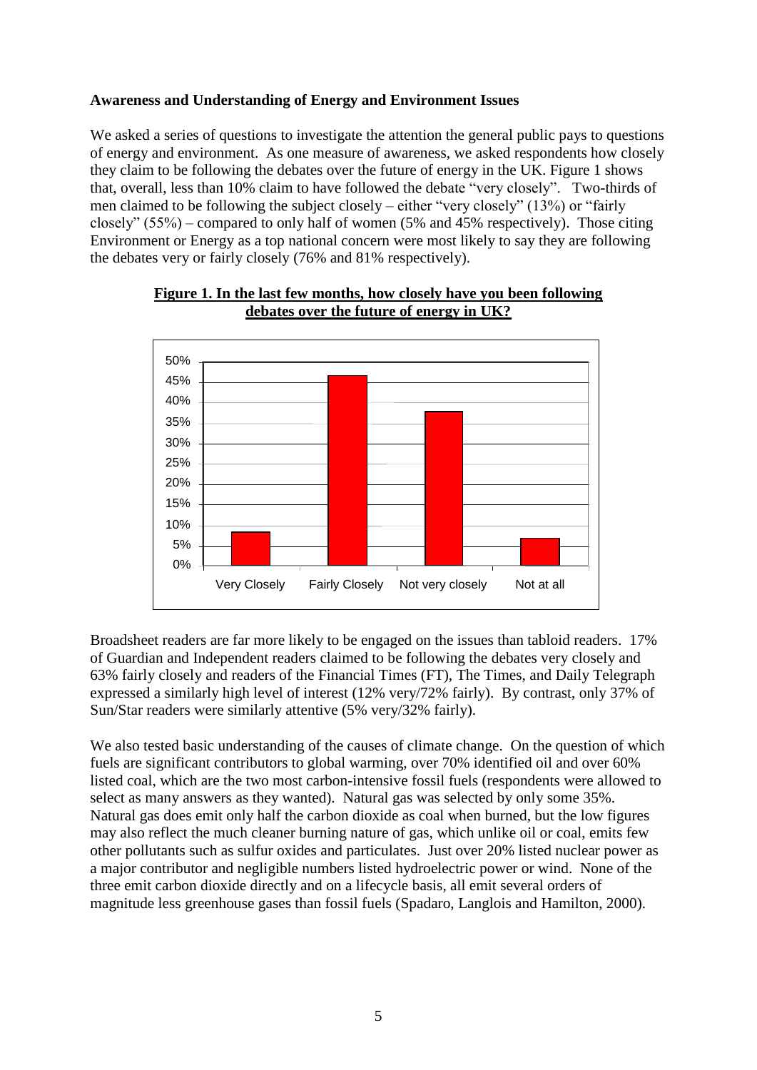**Awareness and Understanding of Energy and Environment Issues**

We asked a series of questions to investigate the attention the general public pays to questions of energy and environment. As one measure of awareness, we asked respondents how closely they claim to be following the debates over the future of energy in the UK. Figure 1 shows that, overall, less than 10% claim to have followed the debate "very closely". Two-thirds of men claimed to be following the subject closely – either "very closely" (13%) or "fairly closely" (55%) – compared to only half of women (5% and 45% respectively). Those citing Environment or Energy as a top national concern were most likely to say they are following the debates very or fairly closely (76% and 81% respectively).

**Figure 1. In the last few months, how closely have you been following debates over the future of energy in UK?**

50%
45%
40%
35%
30%
25%
20%
15%
10%
5%
0%

Very Closely
Fairly Closely
Not very closely
Not at all

Broadsheet readers are far more likely to be engaged on the issues than tabloid readers. 17% of Guardian and Independent readers claimed to be following the debates very closely and 63% fairly closely and readers of the Financial Times (FT), The Times, and Daily Telegraph expressed a similarly high level of interest (12% very/72% fairly). By contrast, only 37% of Sun/Star readers were similarly attentive (5% very/32% fairly).

We also tested basic understanding of the causes of climate change. On the question of which fuels are significant contributors to global warming, over 70% identified oil and over 60% listed coal, which are the two most carbon-intensive fossil fuels (respondents were allowed to select as many answers as they wanted). Natural gas was selected by only some 35%. Natural gas does emit only half the carbon dioxide as coal when burned, but the low figures may also reflect the much cleaner burning nature of gas, which unlike oil or coal, emits few other pollutants such as sulfur oxides and particulates. Just over 20% listed nuclear power as a major contributor and negligible numbers listed hydroelectric power or wind. None of the three emit carbon dioxide directly and on a lifecycle basis, all emit several orders of magnitude less greenhouse gases than fossil fuels (Spadaro, Langlois and Hamilton, 2000).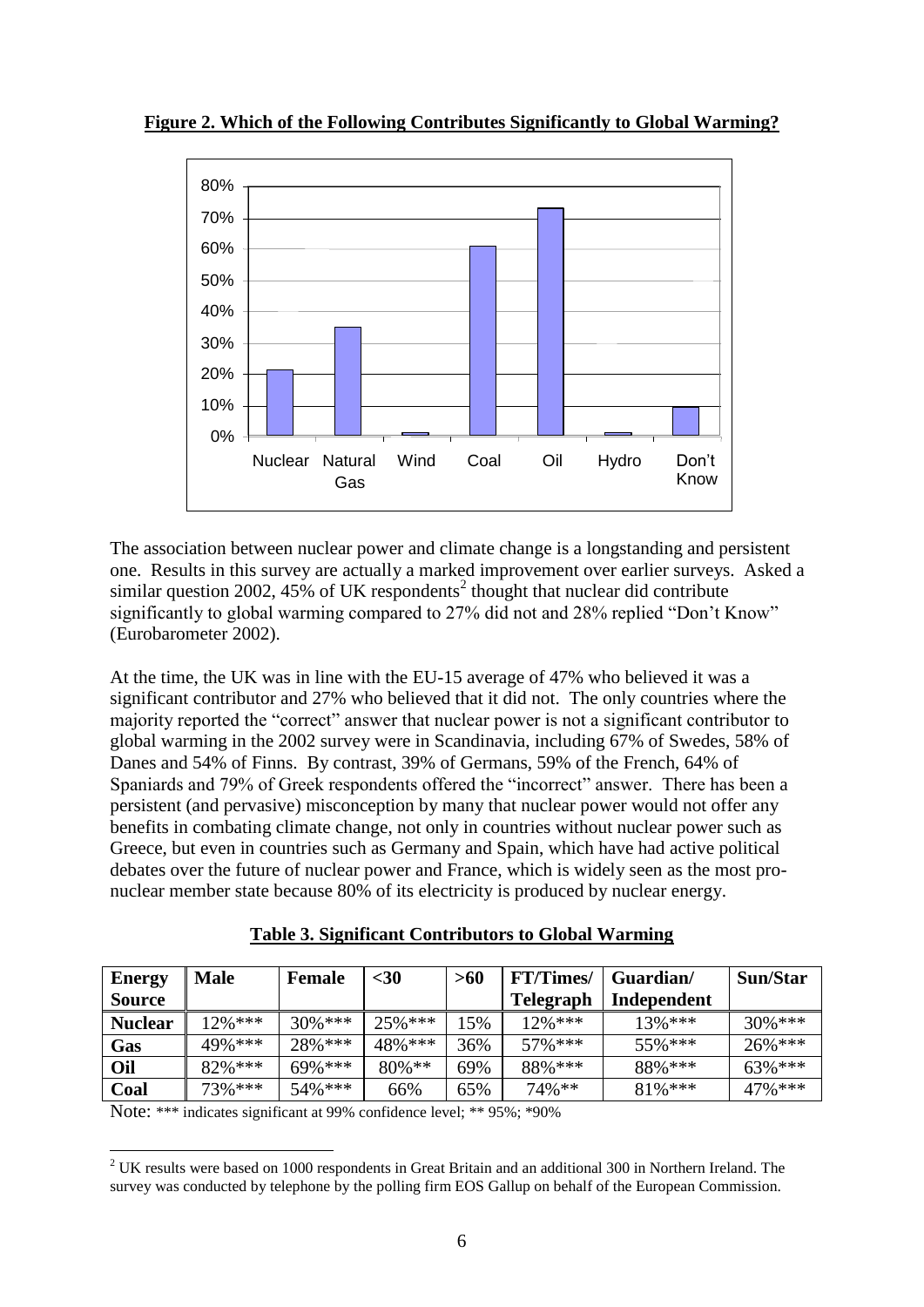**Figure 2. Which of the Following Contributes Significantly to Global Warming?**

80%
70%
60%
50%
40%
30%
20%
10%
0%

Nuclear Natural Gas Wind Coal Oil Hydro Don't Know

The association between nuclear power and climate change is a longstanding and persistent one. Results in this survey are actually a marked improvement over earlier surveys. Asked a similar question 2002, 45% of UK respondents[2] thought that nuclear did contribute significantly to global warming compared to 27% did not and 28% replied "Don't Know" (Eurobarometer 2002).

At the time, the UK was in line with the EU-15 average of 47% who believed it was a significant contributor and 27% who believed that it did not. The only countries where the majority reported the "correct" answer that nuclear power is not a significant contributor to global warming in the 2002 survey were in Scandinavia, including 67% of Swedes, 58% of Danes and 54% of Finns. By contrast, 39% of Germans, 59% of the French, 64% of Spaniards and 79% of Greek respondents offered the "incorrect" answer. There has been a persistent (and pervasive) misconception by many that nuclear power would not offer any benefits in combating climate change, not only in countries without nuclear power such as Greece, but even in countries such as Germany and Spain, which have had active political debates over the future of nuclear power and France, which is widely seen as the most pro-nuclear member state because 80% of its electricity is produced by nuclear energy.

**Table 3. Significant Contributors to Global Warming**

| Energy Source | Male | Female | <30 | >60 | FT/Times/ Telegraph | Guardian/ Independent | Sun/Star |
|---|---|---|---|---|---|---|---|
| **Nuclear** | 12%*** | 30%*** | 25%*** | 15% | 12%*** | 13%*** | 30%*** |
| **Gas** | 49%*** | 28%*** | 48%*** | 36% | 57%*** | 55%*** | 26%*** |
| **Oil** | 82%*** | 69%*** | 80%** | 69% | 88%*** | 88%*** | 63%*** |
| **Coal** | 73%*** | 54%*** | 66% | 65% | 74%** | 81%*** | 47%*** |

Note: *** indicates significant at 99% confidence level; ** 95%; *90%

[2] UK results were based on 1000 respondents in Great Britain and an additional 300 in Northern Ireland. The survey was conducted by telephone by the polling firm EOS Gallup on behalf of the European Commission.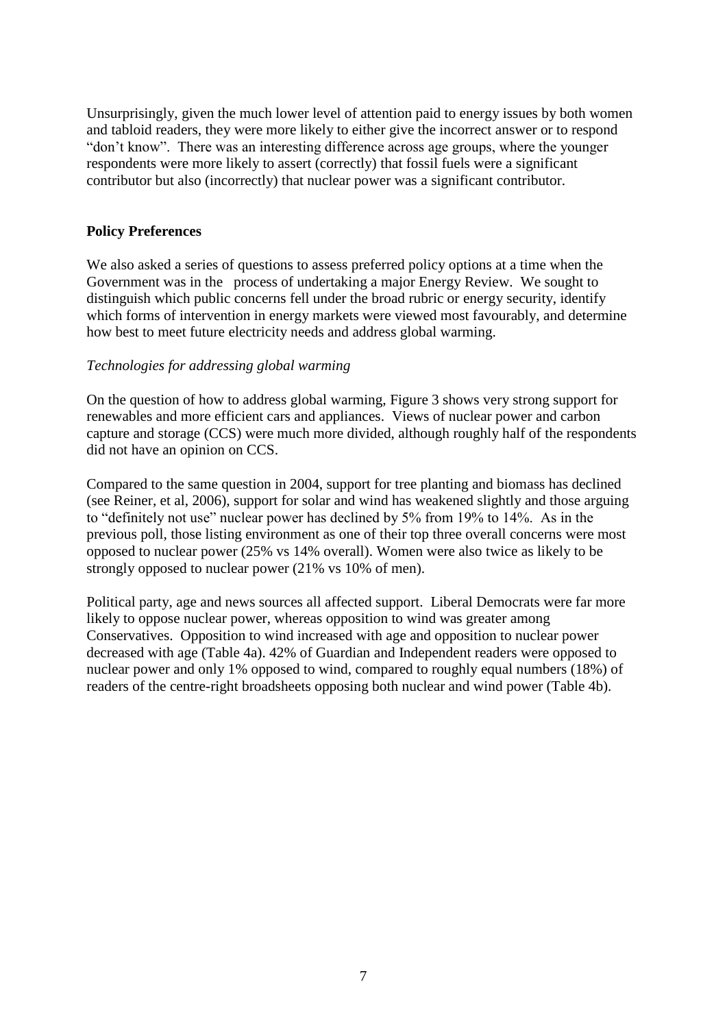Unsurprisingly, given the much lower level of attention paid to energy issues by both women and tabloid readers, they were more likely to either give the incorrect answer or to respond "don't know". There was an interesting difference across age groups, where the younger respondents were more likely to assert (correctly) that fossil fuels were a significant contributor but also (incorrectly) that nuclear power was a significant contributor.

## Policy Preferences

We also asked a series of questions to assess preferred policy options at a time when the Government was in the process of undertaking a major Energy Review. We sought to distinguish which public concerns fell under the broad rubric or energy security, identify which forms of intervention in energy markets were viewed most favourably, and determine how best to meet future electricity needs and address global warming.

### *Technologies for addressing global warming*

On the question of how to address global warming, Figure 3 shows very strong support for renewables and more efficient cars and appliances. Views of nuclear power and carbon capture and storage (CCS) were much more divided, although roughly half of the respondents did not have an opinion on CCS.

Compared to the same question in 2004, support for tree planting and biomass has declined (see Reiner, et al, 2006), support for solar and wind has weakened slightly and those arguing to "definitely not use" nuclear power has declined by 5% from 19% to 14%. As in the previous poll, those listing environment as one of their top three overall concerns were most opposed to nuclear power (25% vs 14% overall). Women were also twice as likely to be strongly opposed to nuclear power (21% vs 10% of men).

Political party, age and news sources all affected support. Liberal Democrats were far more likely to oppose nuclear power, whereas opposition to wind was greater among Conservatives. Opposition to wind increased with age and opposition to nuclear power decreased with age (Table 4a). 42% of Guardian and Independent readers were opposed to nuclear power and only 1% opposed to wind, compared to roughly equal numbers (18%) of readers of the centre-right broadsheets opposing both nuclear and wind power (Table 4b).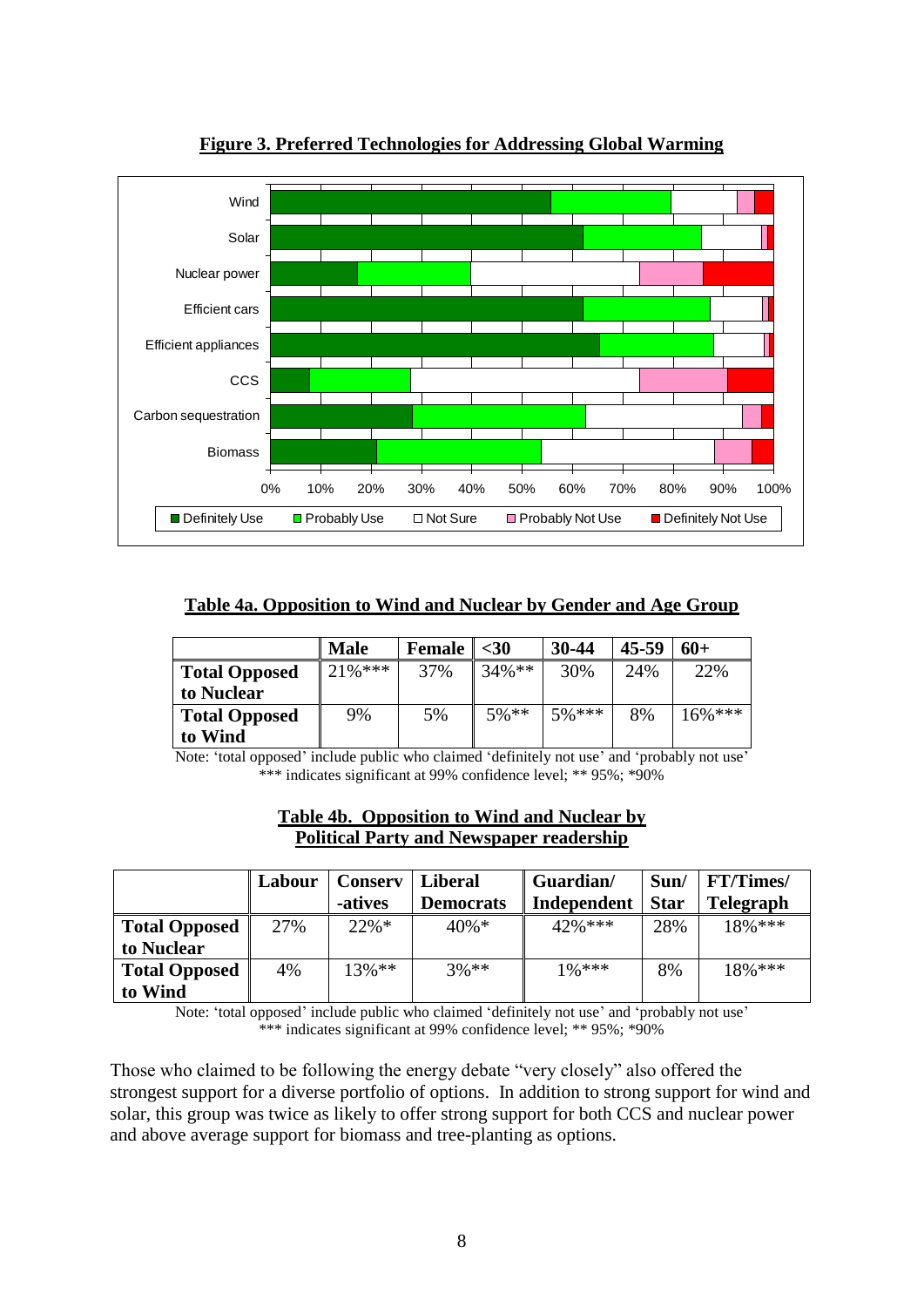**Figure 3. Preferred Technologies for Addressing Global Warming**

Wind
Solar
Nuclear power
Efficient cars
Efficient appliances
CCS
Carbon sequestration
Biomass

0% 10% 20% 30% 40% 50% 60% 70% 80% 90% 100%

Definitely Use | Probably Use | Not Sure | Probably Not Use | Definitely Not Use

**Table 4a. Opposition to Wind and Nuclear by Gender and Age Group**

| | Male | Female | <30 | 30-44 | 45-59 | 60+ |
|---|---|---|---|---|---|---|
| **Total Opposed to Nuclear** | 21%*** | 37% | 34%** | 30% | 24% | 22% |
| **Total Opposed to Wind** | 9% | 5% | 5%** | 5%*** | 8% | 16%*** |

Note: 'total opposed' include public who claimed 'definitely not use' and 'probably not use'
*** indicates significant at 99% confidence level; ** 95%; *90%

**Table 4b. Opposition to Wind and Nuclear by Political Party and Newspaper readership**

| | Labour | Conservatives | Liberal Democrats | Guardian/ Independent | Sun/ Star | FT/Times/ Telegraph |
|---|---|---|---|---|---|---|
| **Total Opposed to Nuclear** | 27% | 22%* | 40%* | 42%*** | 28% | 18%*** |
| **Total Opposed to Wind** | 4% | 13%** | 3%** | 1%*** | 8% | 18%*** |

Note: 'total opposed' include public who claimed 'definitely not use' and 'probably not use'
*** indicates significant at 99% confidence level; ** 95%; *90%

Those who claimed to be following the energy debate "very closely" also offered the strongest support for a diverse portfolio of options. In addition to strong support for wind and solar, this group was twice as likely to offer strong support for both CCS and nuclear power and above average support for biomass and tree-planting as options.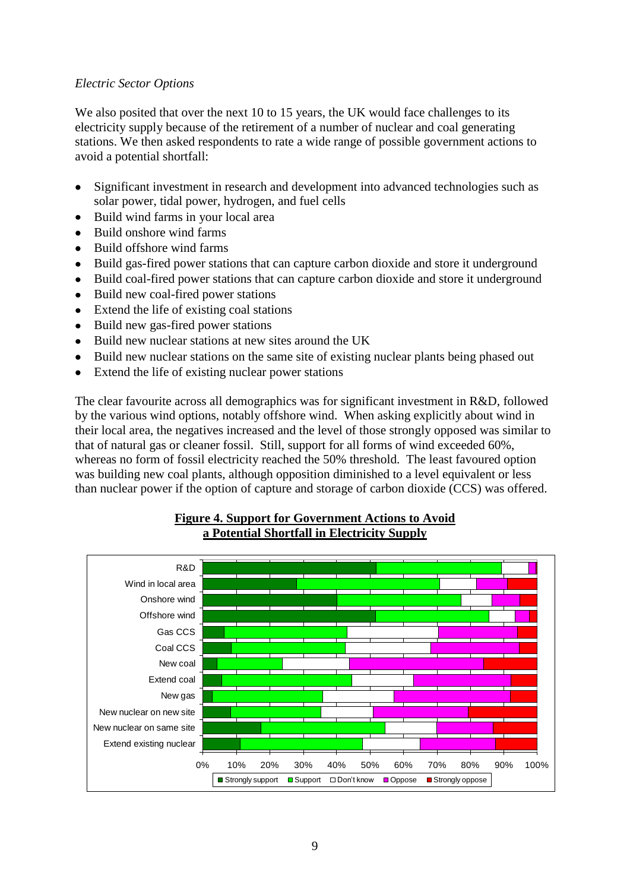*Electric Sector Options*

We also posited that over the next 10 to 15 years, the UK would face challenges to its electricity supply because of the retirement of a number of nuclear and coal generating stations. We then asked respondents to rate a wide range of possible government actions to avoid a potential shortfall:

- Significant investment in research and development into advanced technologies such as solar power, tidal power, hydrogen, and fuel cells
- Build wind farms in your local area
- Build onshore wind farms
- Build offshore wind farms
- Build gas-fired power stations that can capture carbon dioxide and store it underground
- Build coal-fired power stations that can capture carbon dioxide and store it underground
- Build new coal-fired power stations
- Extend the life of existing coal stations
- Build new gas-fired power stations
- Build new nuclear stations at new sites around the UK
- Build new nuclear stations on the same site of existing nuclear plants being phased out
- Extend the life of existing nuclear power stations

The clear favourite across all demographics was for significant investment in R&D, followed by the various wind options, notably offshore wind. When asking explicitly about wind in their local area, the negatives increased and the level of those strongly opposed was similar to that of natural gas or cleaner fossil. Still, support for all forms of wind exceeded 60%, whereas no form of fossil electricity reached the 50% threshold. The least favoured option was building new coal plants, although opposition diminished to a level equivalent or less than nuclear power if the option of capture and storage of carbon dioxide (CCS) was offered.

**Figure 4. Support for Government Actions to Avoid a Potential Shortfall in Electricity Supply**

R&D
Wind in local area
Onshore wind
Offshore wind
Gas CCS
Coal CCS
New coal
Extend coal
New gas
New nuclear on new site
New nuclear on same site
Extend existing nuclear

0% 10% 20% 30% 40% 50% 60% 70% 80% 90% 100%

Strongly support, Support, Don't know, Oppose, Strongly oppose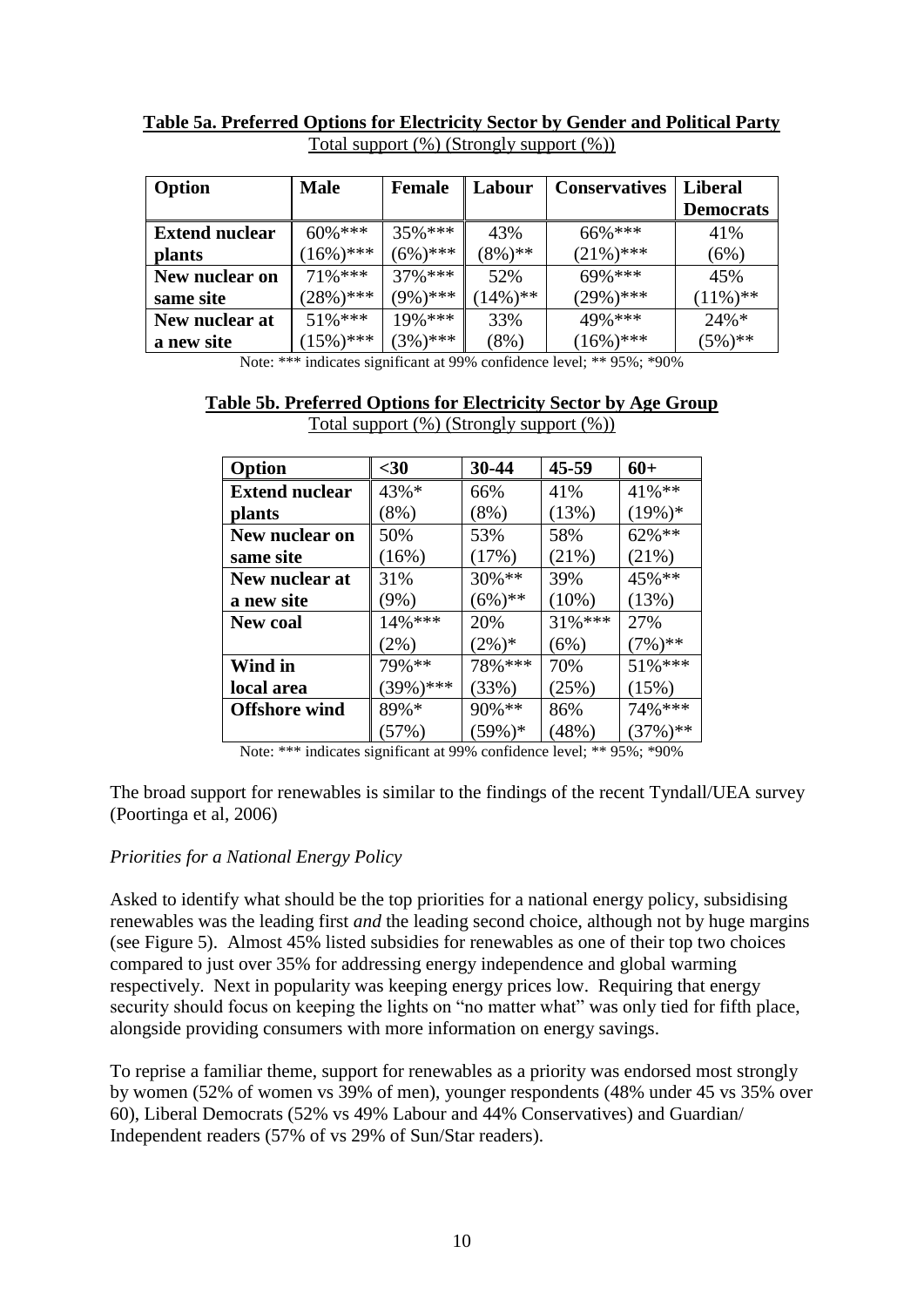**Table 5a. Preferred Options for Electricity Sector by Gender and Political Party**
Total support (%) (Strongly support (%))

| Option | Male | Female | Labour | Conservatives | Liberal Democrats |
|---|---|---|---|---|---|
| Extend nuclear plants | 60%*** (16%)*** | 35%*** (6%)*** | 43% (8%)** | 66%*** (21%)*** | 41% (6%) |
| New nuclear on same site | 71%*** (28%)*** | 37%*** (9%)*** | 52% (14%)** | 69%*** (29%)*** | 45% (11%)** |
| New nuclear at a new site | 51%*** (15%)*** | 19%*** (3%)*** | 33% (8%) | 49%*** (16%)*** | 24%* (5%)** |

Note: *** indicates significant at 99% confidence level; ** 95%; *90%

**Table 5b. Preferred Options for Electricity Sector by Age Group**
Total support (%) (Strongly support (%))

| Option | <30 | 30-44 | 45-59 | 60+ |
|---|---|---|---|---|
| Extend nuclear plants | 43%* (8%) | 66% (8%) | 41% (13%) | 41%** (19%)* |
| New nuclear on same site | 50% (16%) | 53% (17%) | 58% (21%) | 62%** (21%) |
| New nuclear at a new site | 31% (9%) | 30%** (6%)** | 39% (10%) | 45%** (13%) |
| New coal | 14%*** (2%) | 20% (2%)* | 31%*** (6%) | 27% (7%)** |
| Wind in local area | 79%** (39%)*** | 78%*** (33%) | 70% (25%) | 51%*** (15%) |
| Offshore wind | 89%* (57%) | 90%** (59%)* | 86% (48%) | 74%*** (37%)** |

Note: *** indicates significant at 99% confidence level; ** 95%; *90%

The broad support for renewables is similar to the findings of the recent Tyndall/UEA survey (Poortinga et al, 2006)

*Priorities for a National Energy Policy*

Asked to identify what should be the top priorities for a national energy policy, subsidising renewables was the leading first *and* the leading second choice, although not by huge margins (see Figure 5). Almost 45% listed subsidies for renewables as one of their top two choices compared to just over 35% for addressing energy independence and global warming respectively. Next in popularity was keeping energy prices low. Requiring that energy security should focus on keeping the lights on "no matter what" was only tied for fifth place, alongside providing consumers with more information on energy savings.

To reprise a familiar theme, support for renewables as a priority was endorsed most strongly by women (52% of women vs 39% of men), younger respondents (48% under 45 vs 35% over 60), Liberal Democrats (52% vs 49% Labour and 44% Conservatives) and Guardian/ Independent readers (57% of vs 29% of Sun/Star readers).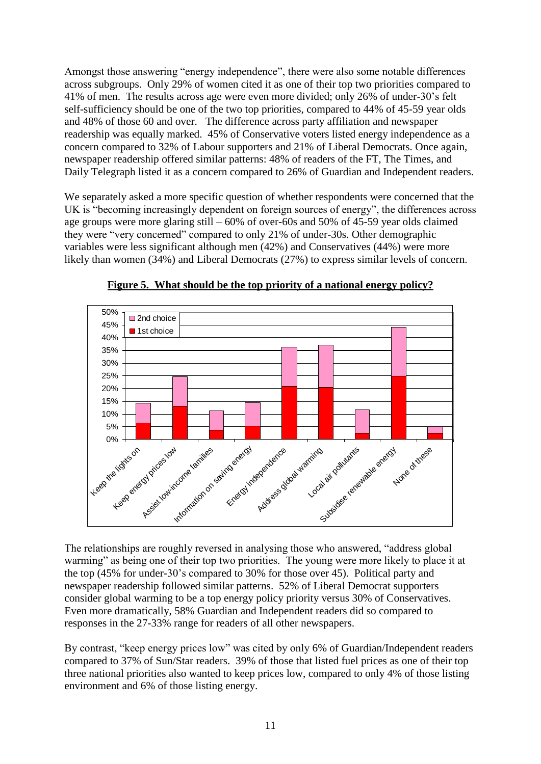Amongst those answering "energy independence", there were also some notable differences across subgroups. Only 29% of women cited it as one of their top two priorities compared to 41% of men. The results across age were even more divided; only 26% of under-30's felt self-sufficiency should be one of the two top priorities, compared to 44% of 45-59 year olds and 48% of those 60 and over. The difference across party affiliation and newspaper readership was equally marked. 45% of Conservative voters listed energy independence as a concern compared to 32% of Labour supporters and 21% of Liberal Democrats. Once again, newspaper readership offered similar patterns: 48% of readers of the FT, The Times, and Daily Telegraph listed it as a concern compared to 26% of Guardian and Independent readers.

We separately asked a more specific question of whether respondents were concerned that the UK is "becoming increasingly dependent on foreign sources of energy", the differences across age groups were more glaring still – 60% of over-60s and 50% of 45-59 year olds claimed they were "very concerned" compared to only 21% of under-30s. Other demographic variables were less significant although men (42%) and Conservatives (44%) were more likely than women (34%) and Liberal Democrats (27%) to express similar levels of concern.

**Figure 5. What should be the top priority of a national energy policy?**

2nd choice
1st choice

50%
45%
40%
35%
30%
25%
20%
15%
10%
5%
0%

Keep the lights on
Keep energy prices low
Assist low-income families
Information on saving energy
Energy independence
Address global warming
Local air pollutants
Subsidise renewable energy
None of these

The relationships are roughly reversed in analysing those who answered, "address global warming" as being one of their top two priorities. The young were more likely to place it at the top (45% for under-30's compared to 30% for those over 45). Political party and newspaper readership followed similar patterns. 52% of Liberal Democrat supporters consider global warming to be a top energy policy priority versus 30% of Conservatives. Even more dramatically, 58% Guardian and Independent readers did so compared to responses in the 27-33% range for readers of all other newspapers.

By contrast, "keep energy prices low" was cited by only 6% of Guardian/Independent readers compared to 37% of Sun/Star readers. 39% of those that listed fuel prices as one of their top three national priorities also wanted to keep prices low, compared to only 4% of those listing environment and 6% of those listing energy.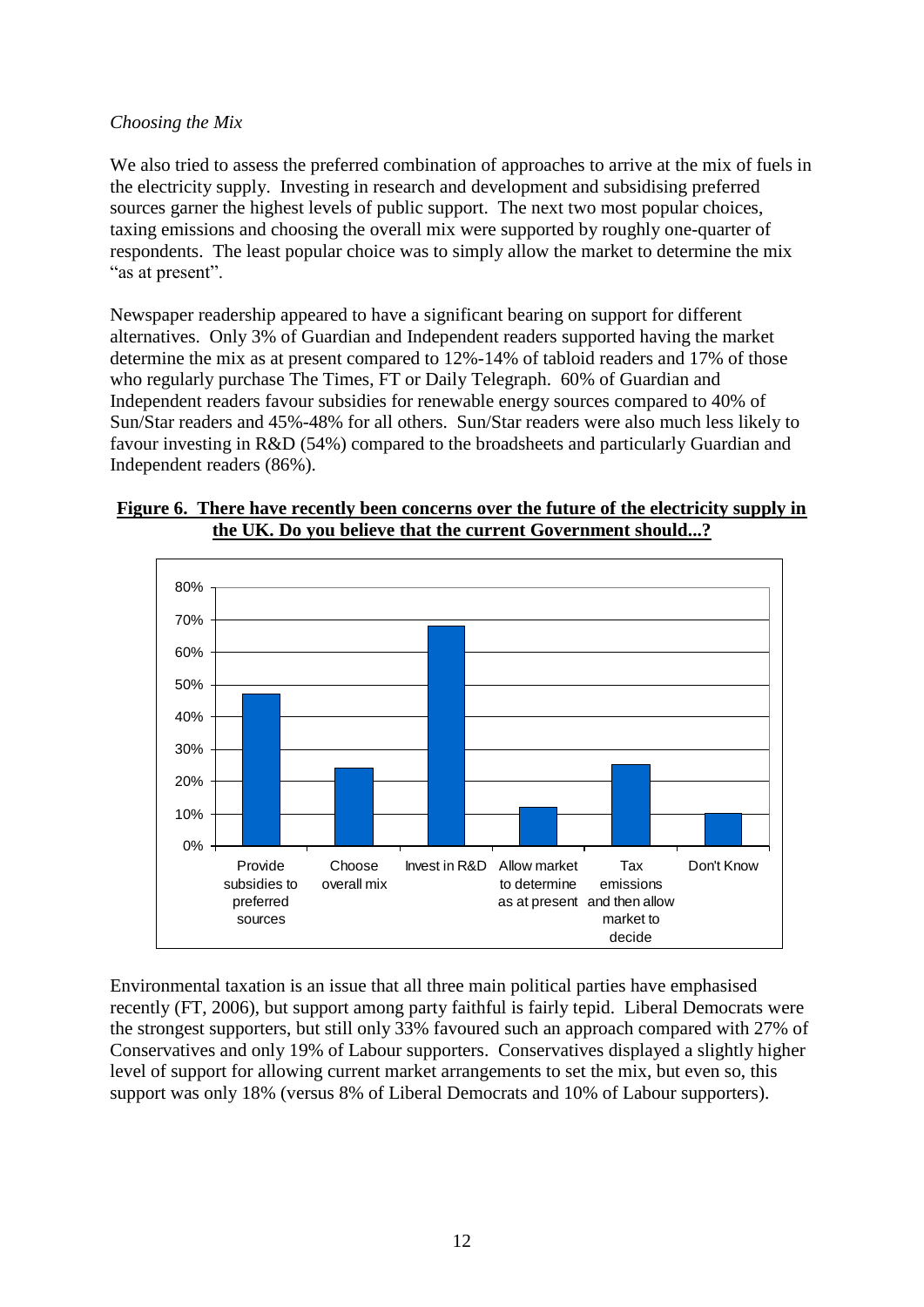*Choosing the Mix*

We also tried to assess the preferred combination of approaches to arrive at the mix of fuels in the electricity supply. Investing in research and development and subsidising preferred sources garner the highest levels of public support. The next two most popular choices, taxing emissions and choosing the overall mix were supported by roughly one-quarter of respondents. The least popular choice was to simply allow the market to determine the mix "as at present".

Newspaper readership appeared to have a significant bearing on support for different alternatives. Only 3% of Guardian and Independent readers supported having the market determine the mix as at present compared to 12%-14% of tabloid readers and 17% of those who regularly purchase The Times, FT or Daily Telegraph. 60% of Guardian and Independent readers favour subsidies for renewable energy sources compared to 40% of Sun/Star readers and 45%-48% for all others. Sun/Star readers were also much less likely to favour investing in R&D (54%) compared to the broadsheets and particularly Guardian and Independent readers (86%).

**Figure 6. There have recently been concerns over the future of the electricity supply in the UK. Do you believe that the current Government should...?**

80%
70%
60%
50%
40%
30%
20%
10%
0%

Provide subsidies to preferred sources
Choose overall mix
Invest in R&D
Allow market to determine as at present
Tax emissions and then allow market to decide
Don't Know

Environmental taxation is an issue that all three main political parties have emphasised recently (FT, 2006), but support among party faithful is fairly tepid. Liberal Democrats were the strongest supporters, but still only 33% favoured such an approach compared with 27% of Conservatives and only 19% of Labour supporters. Conservatives displayed a slightly higher level of support for allowing current market arrangements to set the mix, but even so, this support was only 18% (versus 8% of Liberal Democrats and 10% of Labour supporters).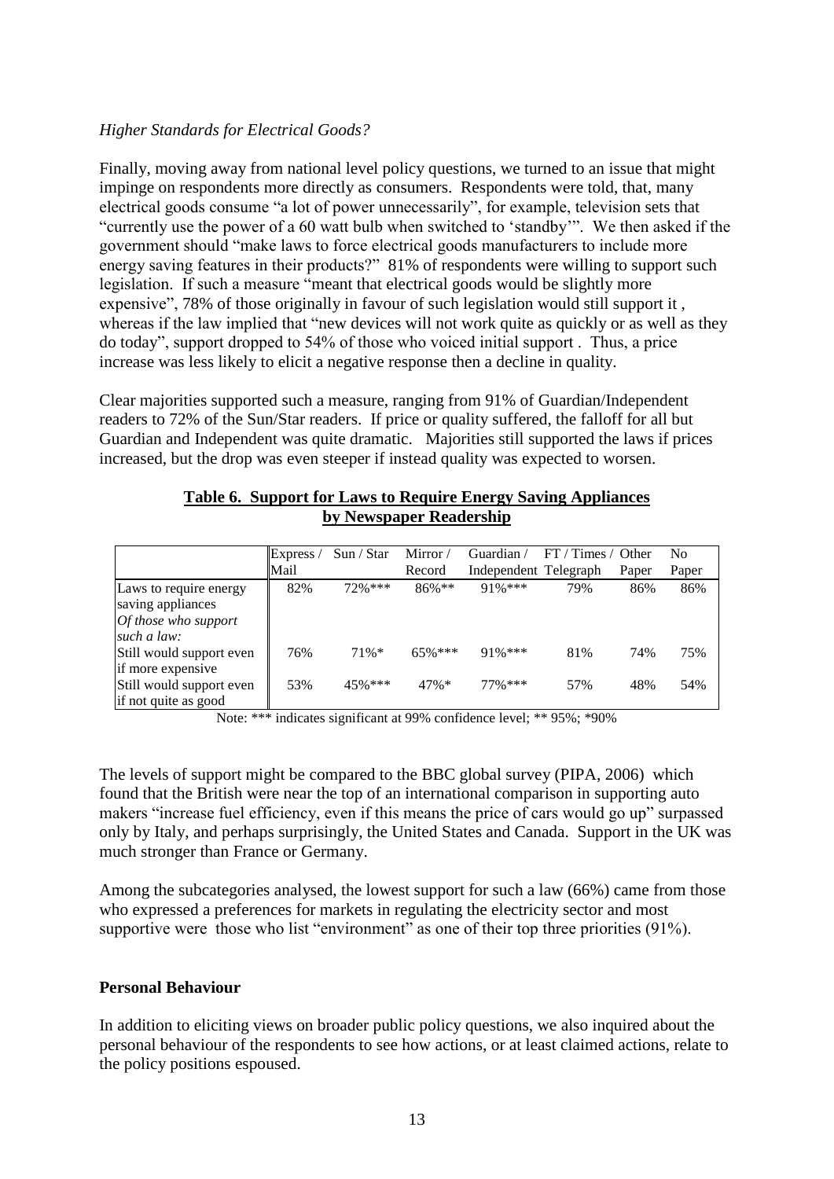*Higher Standards for Electrical Goods?*

Finally, moving away from national level policy questions, we turned to an issue that might impinge on respondents more directly as consumers. Respondents were told, that, many electrical goods consume "a lot of power unnecessarily", for example, television sets that "currently use the power of a 60 watt bulb when switched to 'standby'". We then asked if the government should "make laws to force electrical goods manufacturers to include more energy saving features in their products?" 81% of respondents were willing to support such legislation. If such a measure "meant that electrical goods would be slightly more expensive", 78% of those originally in favour of such legislation would still support it , whereas if the law implied that "new devices will not work quite as quickly or as well as they do today", support dropped to 54% of those who voiced initial support . Thus, a price increase was less likely to elicit a negative response then a decline in quality.

Clear majorities supported such a measure, ranging from 91% of Guardian/Independent readers to 72% of the Sun/Star readers. If price or quality suffered, the falloff for all but Guardian and Independent was quite dramatic. Majorities still supported the laws if prices increased, but the drop was even steeper if instead quality was expected to worsen.

**Table 6. Support for Laws to Require Energy Saving Appliances by Newspaper Readership**

| | Express / Mail | Sun / Star | Mirror / Record | Guardian / Independent | FT / Times / Telegraph | Other Paper | No Paper |
|---|---|---|---|---|---|---|---|
| Laws to require energy saving appliances | 82% | 72%*** | 86%** | 91%*** | 79% | 86% | 86% |
| *Of those who support such a law:* | | | | | | | |
| Still would support even if more expensive | 76% | 71%* | 65%*** | 91%*** | 81% | 74% | 75% |
| Still would support even if not quite as good | 53% | 45%*** | 47%* | 77%*** | 57% | 48% | 54% |

Note: *** indicates significant at 99% confidence level; ** 95%; *90%

The levels of support might be compared to the BBC global survey (PIPA, 2006) which found that the British were near the top of an international comparison in supporting auto makers "increase fuel efficiency, even if this means the price of cars would go up" surpassed only by Italy, and perhaps surprisingly, the United States and Canada. Support in the UK was much stronger than France or Germany.

Among the subcategories analysed, the lowest support for such a law (66%) came from those who expressed a preferences for markets in regulating the electricity sector and most supportive were those who list "environment" as one of their top three priorities (91%).

**Personal Behaviour**

In addition to eliciting views on broader public policy questions, we also inquired about the personal behaviour of the respondents to see how actions, or at least claimed actions, relate to the policy positions espoused.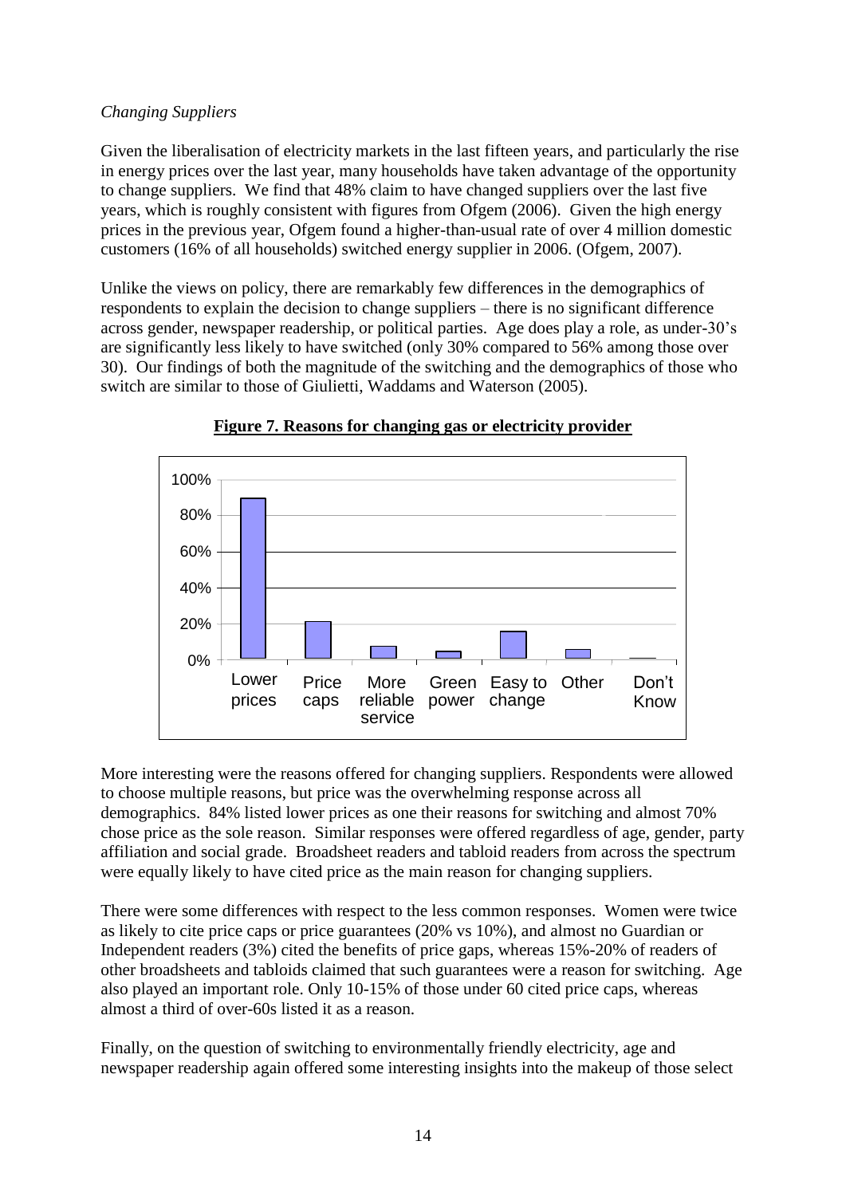*Changing Suppliers*

Given the liberalisation of electricity markets in the last fifteen years, and particularly the rise in energy prices over the last year, many households have taken advantage of the opportunity to change suppliers. We find that 48% claim to have changed suppliers over the last five years, which is roughly consistent with figures from Ofgem (2006). Given the high energy prices in the previous year, Ofgem found a higher-than-usual rate of over 4 million domestic customers (16% of all households) switched energy supplier in 2006. (Ofgem, 2007).

Unlike the views on policy, there are remarkably few differences in the demographics of respondents to explain the decision to change suppliers – there is no significant difference across gender, newspaper readership, or political parties. Age does play a role, as under-30's are significantly less likely to have switched (only 30% compared to 56% among those over 30). Our findings of both the magnitude of the switching and the demographics of those who switch are similar to those of Giulietti, Waddams and Waterson (2005).

**Figure 7. Reasons for changing gas or electricity provider**

100%
80%
60%
40%
20%
0%

Lower prices
Price caps
More reliable service
Green power
Easy to change
Other
Don't Know

More interesting were the reasons offered for changing suppliers. Respondents were allowed to choose multiple reasons, but price was the overwhelming response across all demographics. 84% listed lower prices as one their reasons for switching and almost 70% chose price as the sole reason. Similar responses were offered regardless of age, gender, party affiliation and social grade. Broadsheet readers and tabloid readers from across the spectrum were equally likely to have cited price as the main reason for changing suppliers.

There were some differences with respect to the less common responses. Women were twice as likely to cite price caps or price guarantees (20% vs 10%), and almost no Guardian or Independent readers (3%) cited the benefits of price gaps, whereas 15%-20% of readers of other broadsheets and tabloids claimed that such guarantees were a reason for switching. Age also played an important role. Only 10-15% of those under 60 cited price caps, whereas almost a third of over-60s listed it as a reason.

Finally, on the question of switching to environmentally friendly electricity, age and newspaper readership again offered some interesting insights into the makeup of those select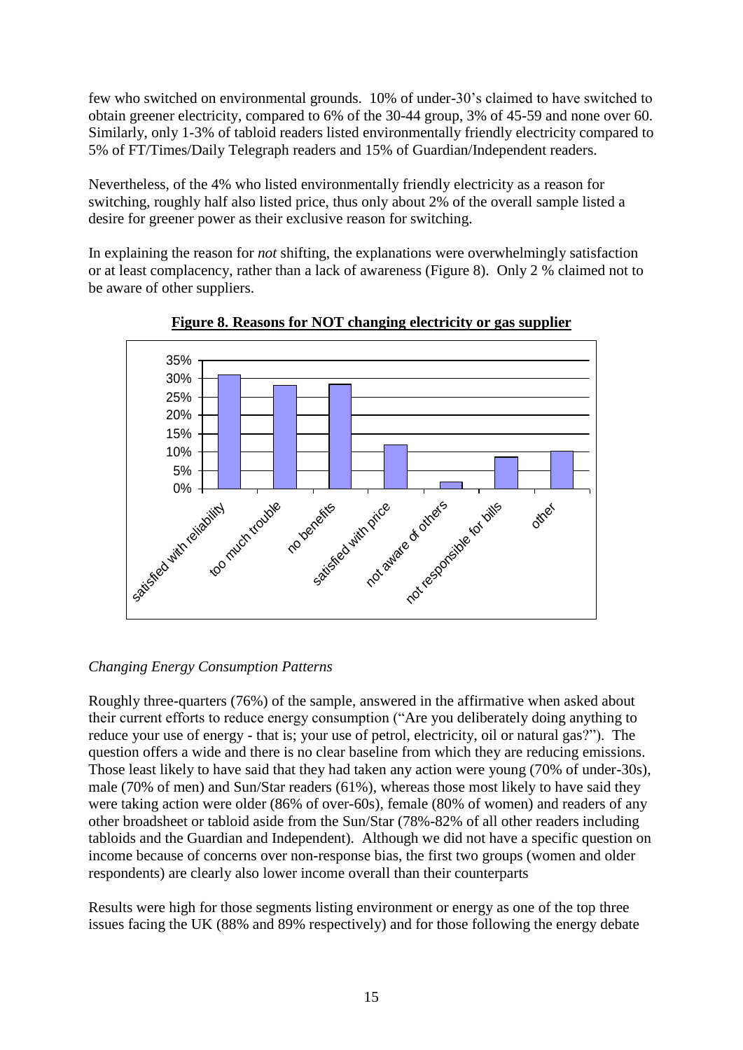few who switched on environmental grounds. 10% of under-30's claimed to have switched to obtain greener electricity, compared to 6% of the 30-44 group, 3% of 45-59 and none over 60. Similarly, only 1-3% of tabloid readers listed environmentally friendly electricity compared to 5% of FT/Times/Daily Telegraph readers and 15% of Guardian/Independent readers.

Nevertheless, of the 4% who listed environmentally friendly electricity as a reason for switching, roughly half also listed price, thus only about 2% of the overall sample listed a desire for greener power as their exclusive reason for switching.

In explaining the reason for *not* shifting, the explanations were overwhelmingly satisfaction or at least complacency, rather than a lack of awareness (Figure 8). Only 2 % claimed not to be aware of other suppliers.

**Figure 8. Reasons for NOT changing electricity or gas supplier**

| Reason | Percentage |
| --- | --- |
| satisfied with reliability | ~31% |
| too much trouble | ~28% |
| no benefits | ~28% |
| satisfied with price | ~12% |
| not aware of others | ~2% |
| not responsible for bills | ~9% |
| other | ~10% |

*Changing Energy Consumption Patterns*

Roughly three-quarters (76%) of the sample, answered in the affirmative when asked about their current efforts to reduce energy consumption ("Are you deliberately doing anything to reduce your use of energy - that is; your use of petrol, electricity, oil or natural gas?"). The question offers a wide and there is no clear baseline from which they are reducing emissions. Those least likely to have said that they had taken any action were young (70% of under-30s), male (70% of men) and Sun/Star readers (61%), whereas those most likely to have said they were taking action were older (86% of over-60s), female (80% of women) and readers of any other broadsheet or tabloid aside from the Sun/Star (78%-82% of all other readers including tabloids and the Guardian and Independent). Although we did not have a specific question on income because of concerns over non-response bias, the first two groups (women and older respondents) are clearly also lower income overall than their counterparts

Results were high for those segments listing environment or energy as one of the top three issues facing the UK (88% and 89% respectively) and for those following the energy debate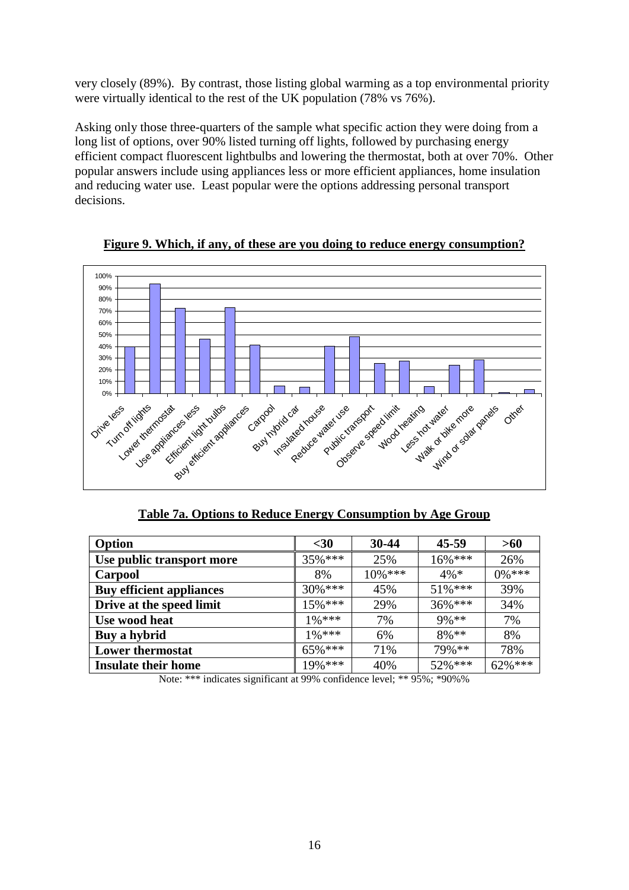very closely (89%). By contrast, those listing global warming as a top environmental priority were virtually identical to the rest of the UK population (78% vs 76%).

Asking only those three-quarters of the sample what specific action they were doing from a long list of options, over 90% listed turning off lights, followed by purchasing energy efficient compact fluorescent lightbulbs and lowering the thermostat, both at over 70%. Other popular answers include using appliances less or more efficient appliances, home insulation and reducing water use. Least popular were the options addressing personal transport decisions.

**Figure 9. Which, if any, of these are you doing to reduce energy consumption?**

100%
90%
80%
70%
60%
50%
40%
30%
20%
10%
0%

Drive less
Turn off lights
Lower thermostat
Use appliances less
Efficient light bulbs
Buy efficient appliances
Carpool
Buy hybrid car
Insulated house
Reduce water use
Public transport
Observe speed limit
Wood heating
Less hot water
Walk or bike more
Wind or solar panels
Other

**Table 7a. Options to Reduce Energy Consumption by Age Group**

| Option | <30 | 30-44 | 45-59 | >60 |
|---|---|---|---|---|
| Use public transport more | 35%*** | 25% | 16%*** | 26% |
| Carpool | 8% | 10%*** | 4%* | 0%*** |
| Buy efficient appliances | 30%*** | 45% | 51%*** | 39% |
| Drive at the speed limit | 15%*** | 29% | 36%*** | 34% |
| Use wood heat | 1%*** | 7% | 9%** | 7% |
| Buy a hybrid | 1%*** | 6% | 8%** | 8% |
| Lower thermostat | 65%*** | 71% | 79%** | 78% |
| Insulate their home | 19%*** | 40% | 52%*** | 62%*** |

Note: *** indicates significant at 99% confidence level; ** 95%; *90%%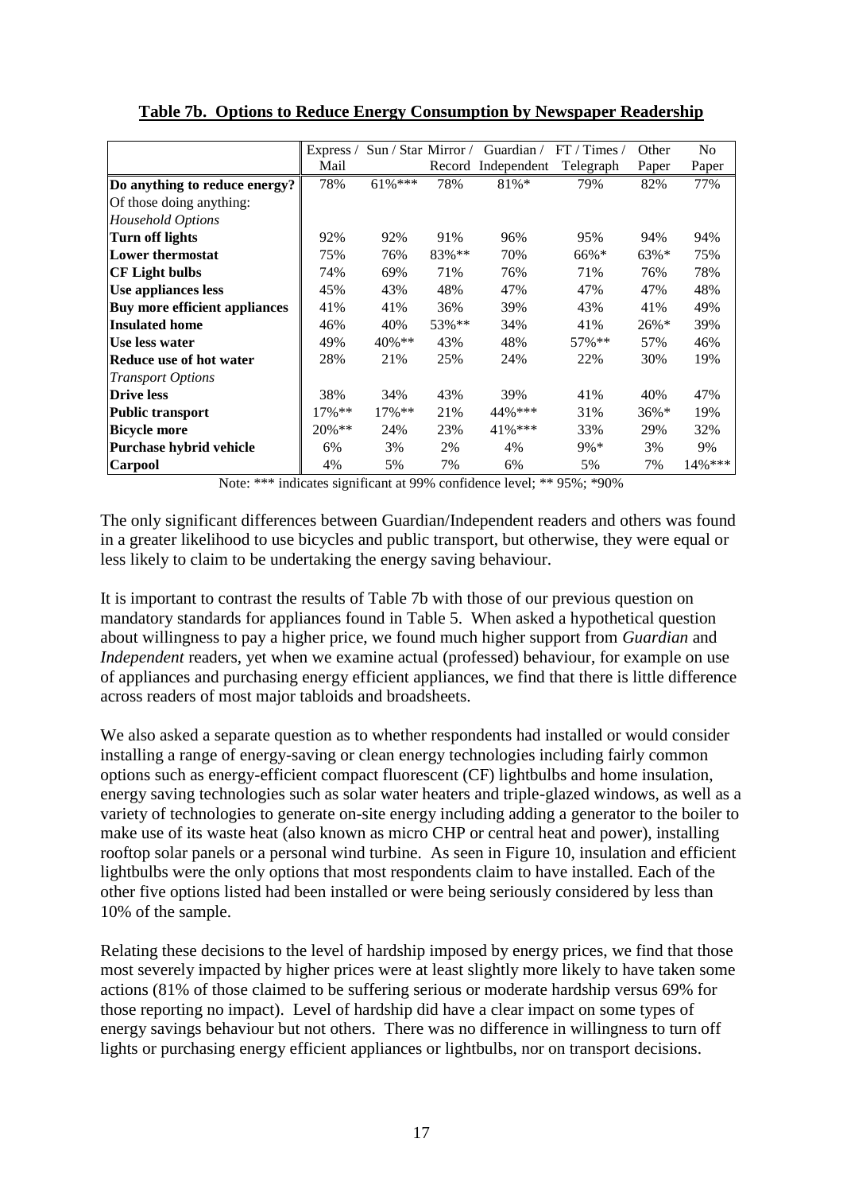**Table 7b. Options to Reduce Energy Consumption by Newspaper Readership**

| | Express / Mail | Sun / Star | Mirror / Record | Guardian / Independent | FT / Times / Telegraph | Other Paper | No Paper |
|---|---|---|---|---|---|---|---|
| **Do anything to reduce energy?** | 78% | 61%*** | 78% | 81%* | 79% | 82% | 77% |
| Of those doing anything: | | | | | | | |
| *Household Options* | | | | | | | |
| **Turn off lights** | 92% | 92% | 91% | 96% | 95% | 94% | 94% |
| **Lower thermostat** | 75% | 76% | 83%** | 70% | 66%* | 63%* | 75% |
| **CF Light bulbs** | 74% | 69% | 71% | 76% | 71% | 76% | 78% |
| **Use appliances less** | 45% | 43% | 48% | 47% | 47% | 47% | 48% |
| **Buy more efficient appliances** | 41% | 41% | 36% | 39% | 43% | 41% | 49% |
| **Insulated home** | 46% | 40% | 53%** | 34% | 41% | 26%* | 39% |
| **Use less water** | 49% | 40%** | 43% | 48% | 57%** | 57% | 46% |
| **Reduce use of hot water** | 28% | 21% | 25% | 24% | 22% | 30% | 19% |
| *Transport Options* | | | | | | | |
| **Drive less** | 38% | 34% | 43% | 39% | 41% | 40% | 47% |
| **Public transport** | 17%** | 17%** | 21% | 44%*** | 31% | 36%* | 19% |
| **Bicycle more** | 20%** | 24% | 23% | 41%*** | 33% | 29% | 32% |
| **Purchase hybrid vehicle** | 6% | 3% | 2% | 4% | 9%* | 3% | 9% |
| **Carpool** | 4% | 5% | 7% | 6% | 5% | 7% | 14%*** |

Note: *** indicates significant at 99% confidence level; ** 95%; *90%

The only significant differences between Guardian/Independent readers and others was found in a greater likelihood to use bicycles and public transport, but otherwise, they were equal or less likely to claim to be undertaking the energy saving behaviour.

It is important to contrast the results of Table 7b with those of our previous question on mandatory standards for appliances found in Table 5. When asked a hypothetical question about willingness to pay a higher price, we found much higher support from *Guardian* and *Independent* readers, yet when we examine actual (professed) behaviour, for example on use of appliances and purchasing energy efficient appliances, we find that there is little difference across readers of most major tabloids and broadsheets.

We also asked a separate question as to whether respondents had installed or would consider installing a range of energy-saving or clean energy technologies including fairly common options such as energy-efficient compact fluorescent (CF) lightbulbs and home insulation, energy saving technologies such as solar water heaters and triple-glazed windows, as well as a variety of technologies to generate on-site energy including adding a generator to the boiler to make use of its waste heat (also known as micro CHP or central heat and power), installing rooftop solar panels or a personal wind turbine. As seen in Figure 10, insulation and efficient lightbulbs were the only options that most respondents claim to have installed. Each of the other five options listed had been installed or were being seriously considered by less than 10% of the sample.

Relating these decisions to the level of hardship imposed by energy prices, we find that those most severely impacted by higher prices were at least slightly more likely to have taken some actions (81% of those claimed to be suffering serious or moderate hardship versus 69% for those reporting no impact). Level of hardship did have a clear impact on some types of energy savings behaviour but not others. There was no difference in willingness to turn off lights or purchasing energy efficient appliances or lightbulbs, nor on transport decisions.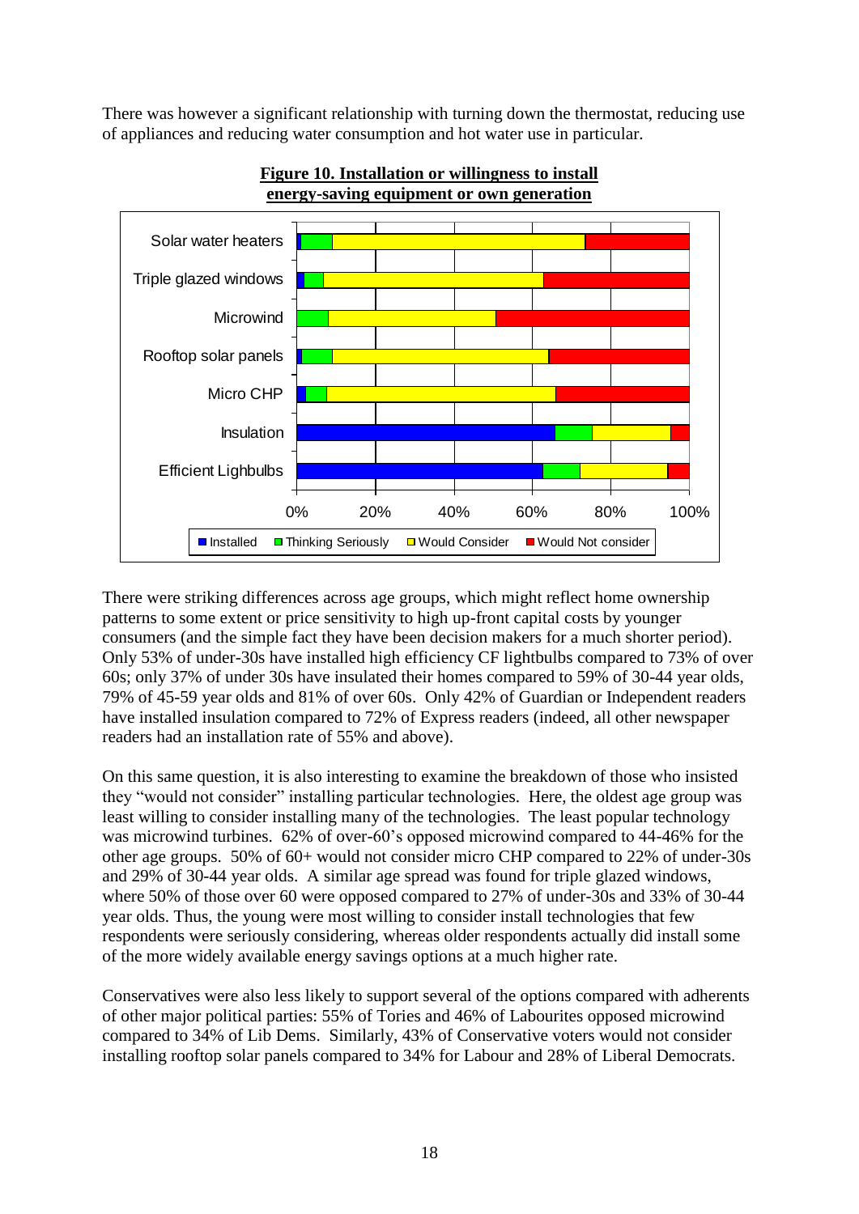There was however a significant relationship with turning down the thermostat, reducing use of appliances and reducing water consumption and hot water use in particular.

**Figure 10. Installation or willingness to install energy-saving equipment or own generation**

Solar water heaters
Triple glazed windows
Microwind
Rooftop solar panels
Micro CHP
Insulation
Efficient Lighbulbs

0% 20% 40% 60% 80% 100%

Installed, Thinking Seriously, Would Consider, Would Not consider

There were striking differences across age groups, which might reflect home ownership patterns to some extent or price sensitivity to high up-front capital costs by younger consumers (and the simple fact they have been decision makers for a much shorter period). Only 53% of under-30s have installed high efficiency CF lightbulbs compared to 73% of over 60s; only 37% of under 30s have insulated their homes compared to 59% of 30-44 year olds, 79% of 45-59 year olds and 81% of over 60s. Only 42% of Guardian or Independent readers have installed insulation compared to 72% of Express readers (indeed, all other newspaper readers had an installation rate of 55% and above).

On this same question, it is also interesting to examine the breakdown of those who insisted they "would not consider" installing particular technologies. Here, the oldest age group was least willing to consider installing many of the technologies. The least popular technology was microwind turbines. 62% of over-60's opposed microwind compared to 44-46% for the other age groups. 50% of 60+ would not consider micro CHP compared to 22% of under-30s and 29% of 30-44 year olds. A similar age spread was found for triple glazed windows, where 50% of those over 60 were opposed compared to 27% of under-30s and 33% of 30-44 year olds. Thus, the young were most willing to consider install technologies that few respondents were seriously considering, whereas older respondents actually did install some of the more widely available energy savings options at a much higher rate.

Conservatives were also less likely to support several of the options compared with adherents of other major political parties: 55% of Tories and 46% of Labourites opposed microwind compared to 34% of Lib Dems. Similarly, 43% of Conservative voters would not consider installing rooftop solar panels compared to 34% for Labour and 28% of Liberal Democrats.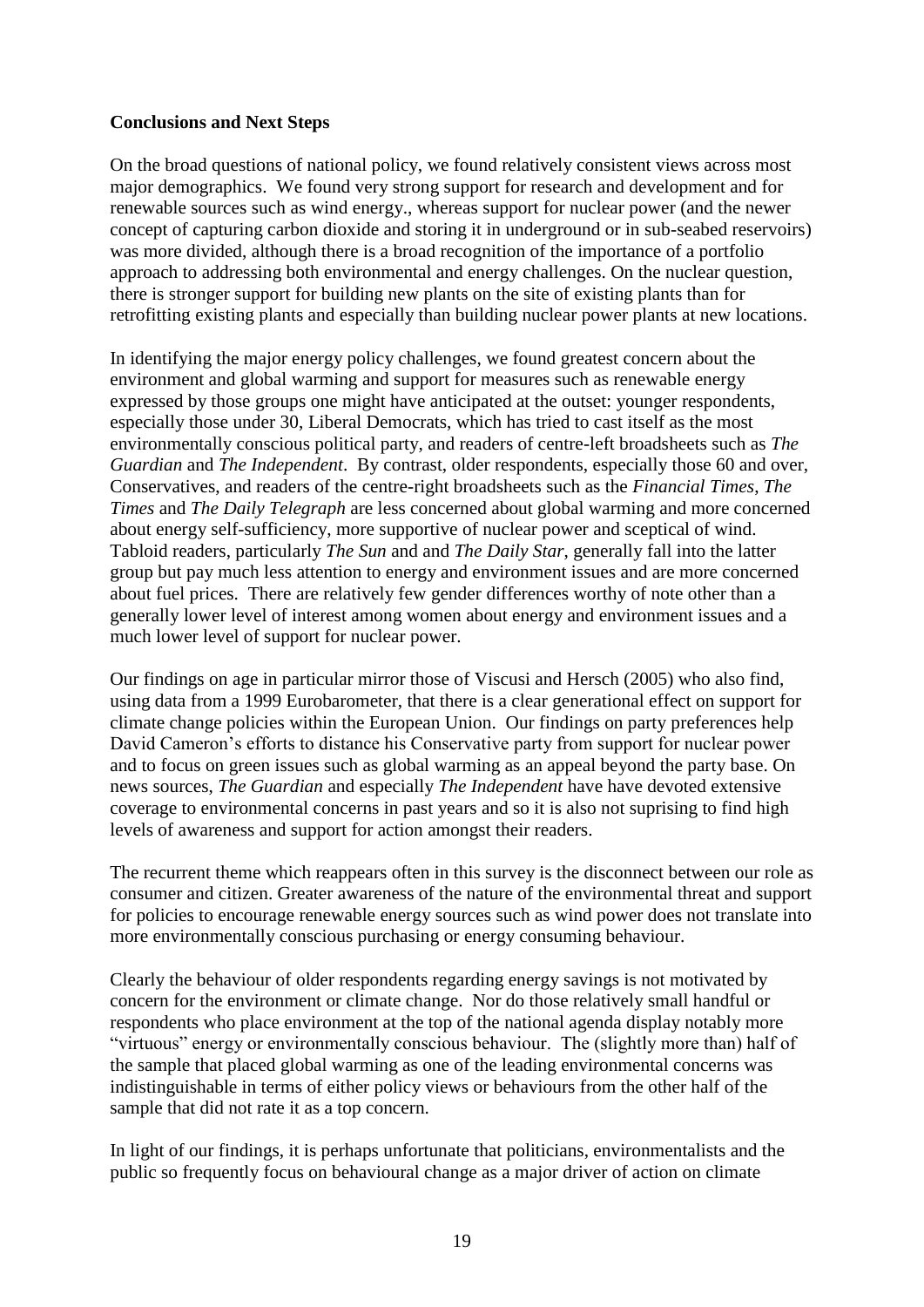**Conclusions and Next Steps**

On the broad questions of national policy, we found relatively consistent views across most major demographics. We found very strong support for research and development and for renewable sources such as wind energy., whereas support for nuclear power (and the newer concept of capturing carbon dioxide and storing it in underground or in sub-seabed reservoirs) was more divided, although there is a broad recognition of the importance of a portfolio approach to addressing both environmental and energy challenges. On the nuclear question, there is stronger support for building new plants on the site of existing plants than for retrofitting existing plants and especially than building nuclear power plants at new locations.

In identifying the major energy policy challenges, we found greatest concern about the environment and global warming and support for measures such as renewable energy expressed by those groups one might have anticipated at the outset: younger respondents, especially those under 30, Liberal Democrats, which has tried to cast itself as the most environmentally conscious political party, and readers of centre-left broadsheets such as *The Guardian* and *The Independent*. By contrast, older respondents, especially those 60 and over, Conservatives, and readers of the centre-right broadsheets such as the *Financial Times*, *The Times* and *The Daily Telegraph* are less concerned about global warming and more concerned about energy self-sufficiency, more supportive of nuclear power and sceptical of wind. Tabloid readers, particularly *The Sun* and and *The Daily Star*, generally fall into the latter group but pay much less attention to energy and environment issues and are more concerned about fuel prices. There are relatively few gender differences worthy of note other than a generally lower level of interest among women about energy and environment issues and a much lower level of support for nuclear power.

Our findings on age in particular mirror those of Viscusi and Hersch (2005) who also find, using data from a 1999 Eurobarometer, that there is a clear generational effect on support for climate change policies within the European Union. Our findings on party preferences help David Cameron's efforts to distance his Conservative party from support for nuclear power and to focus on green issues such as global warming as an appeal beyond the party base. On news sources, *The Guardian* and especially *The Independent* have have devoted extensive coverage to environmental concerns in past years and so it is also not suprising to find high levels of awareness and support for action amongst their readers.

The recurrent theme which reappears often in this survey is the disconnect between our role as consumer and citizen. Greater awareness of the nature of the environmental threat and support for policies to encourage renewable energy sources such as wind power does not translate into more environmentally conscious purchasing or energy consuming behaviour.

Clearly the behaviour of older respondents regarding energy savings is not motivated by concern for the environment or climate change. Nor do those relatively small handful or respondents who place environment at the top of the national agenda display notably more "virtuous" energy or environmentally conscious behaviour. The (slightly more than) half of the sample that placed global warming as one of the leading environmental concerns was indistinguishable in terms of either policy views or behaviours from the other half of the sample that did not rate it as a top concern.

In light of our findings, it is perhaps unfortunate that politicians, environmentalists and the public so frequently focus on behavioural change as a major driver of action on climate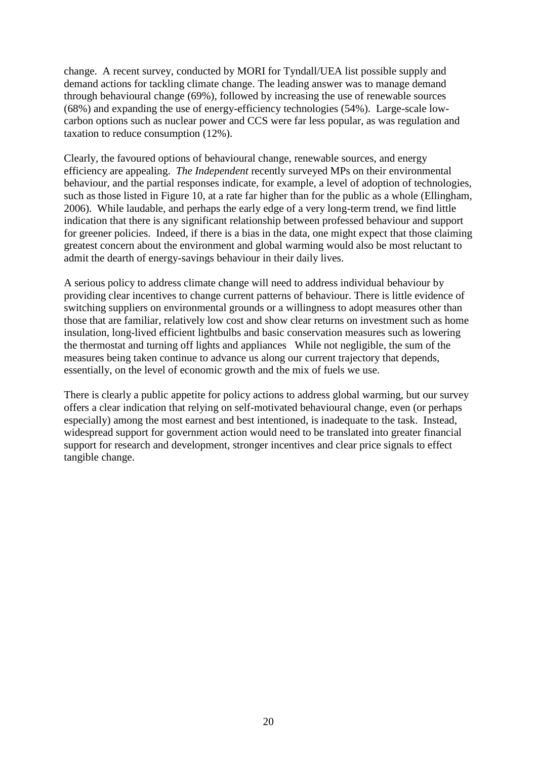change. A recent survey, conducted by MORI for Tyndall/UEA list possible supply and demand actions for tackling climate change. The leading answer was to manage demand through behavioural change (69%), followed by increasing the use of renewable sources (68%) and expanding the use of energy-efficiency technologies (54%). Large-scale low-carbon options such as nuclear power and CCS were far less popular, as was regulation and taxation to reduce consumption (12%).

Clearly, the favoured options of behavioural change, renewable sources, and energy efficiency are appealing. *The Independent* recently surveyed MPs on their environmental behaviour, and the partial responses indicate, for example, a level of adoption of technologies, such as those listed in Figure 10, at a rate far higher than for the public as a whole (Ellingham, 2006). While laudable, and perhaps the early edge of a very long-term trend, we find little indication that there is any significant relationship between professed behaviour and support for greener policies. Indeed, if there is a bias in the data, one might expect that those claiming greatest concern about the environment and global warming would also be most reluctant to admit the dearth of energy-savings behaviour in their daily lives.

A serious policy to address climate change will need to address individual behaviour by providing clear incentives to change current patterns of behaviour. There is little evidence of switching suppliers on environmental grounds or a willingness to adopt measures other than those that are familiar, relatively low cost and show clear returns on investment such as home insulation, long-lived efficient lightbulbs and basic conservation measures such as lowering the thermostat and turning off lights and appliances While not negligible, the sum of the measures being taken continue to advance us along our current trajectory that depends, essentially, on the level of economic growth and the mix of fuels we use.

There is clearly a public appetite for policy actions to address global warming, but our survey offers a clear indication that relying on self-motivated behavioural change, even (or perhaps especially) among the most earnest and best intentioned, is inadequate to the task. Instead, widespread support for government action would need to be translated into greater financial support for research and development, stronger incentives and clear price signals to effect tangible change.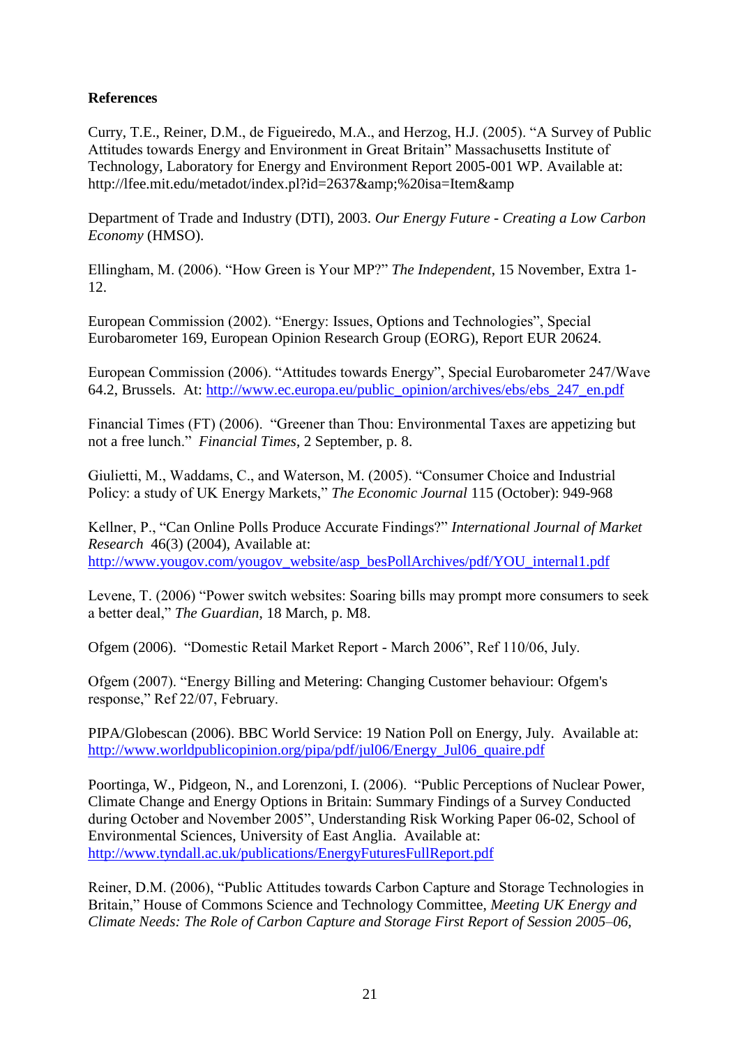**References**

Curry, T.E., Reiner, D.M., de Figueiredo, M.A., and Herzog, H.J. (2005). “A Survey of Public Attitudes towards Energy and Environment in Great Britain” Massachusetts Institute of Technology, Laboratory for Energy and Environment Report 2005-001 WP. Available at: http://lfee.mit.edu/metadot/index.pl?id=2637&amp;%20isa=Item&amp

Department of Trade and Industry (DTI), 2003. *Our Energy Future - Creating a Low Carbon Economy* (HMSO).

Ellingham, M. (2006). “How Green is Your MP?” *The Independent*, 15 November, Extra 1-12.

European Commission (2002). “Energy: Issues, Options and Technologies”, Special Eurobarometer 169, European Opinion Research Group (EORG), Report EUR 20624.

European Commission (2006). “Attitudes towards Energy”, Special Eurobarometer 247/Wave 64.2, Brussels. At: http://www.ec.europa.eu/public_opinion/archives/ebs/ebs_247_en.pdf

Financial Times (FT) (2006). “Greener than Thou: Environmental Taxes are appetizing but not a free lunch.” *Financial Times*, 2 September, p. 8.

Giulietti, M., Waddams, C., and Waterson, M. (2005). “Consumer Choice and Industrial Policy: a study of UK Energy Markets,” *The Economic Journal* 115 (October): 949-968

Kellner, P., “Can Online Polls Produce Accurate Findings?” *International Journal of Market Research* 46(3) (2004), Available at: http://www.yougov.com/yougov_website/asp_besPollArchives/pdf/YOU_internal1.pdf

Levene, T. (2006) “Power switch websites: Soaring bills may prompt more consumers to seek a better deal,” *The Guardian*, 18 March, p. M8.

Ofgem (2006). “Domestic Retail Market Report - March 2006”, Ref 110/06, July.

Ofgem (2007). “Energy Billing and Metering: Changing Customer behaviour: Ofgem's response,” Ref 22/07, February.

PIPA/Globescan (2006). BBC World Service: 19 Nation Poll on Energy, July. Available at: http://www.worldpublicopinion.org/pipa/pdf/jul06/Energy_Jul06_quaire.pdf

Poortinga, W., Pidgeon, N., and Lorenzoni, I. (2006). “Public Perceptions of Nuclear Power, Climate Change and Energy Options in Britain: Summary Findings of a Survey Conducted during October and November 2005”, Understanding Risk Working Paper 06-02, School of Environmental Sciences, University of East Anglia. Available at: http://www.tyndall.ac.uk/publications/EnergyFuturesFullReport.pdf

Reiner, D.M. (2006), “Public Attitudes towards Carbon Capture and Storage Technologies in Britain,” House of Commons Science and Technology Committee, *Meeting UK Energy and Climate Needs: The Role of Carbon Capture and Storage First Report of Session 2005–06,*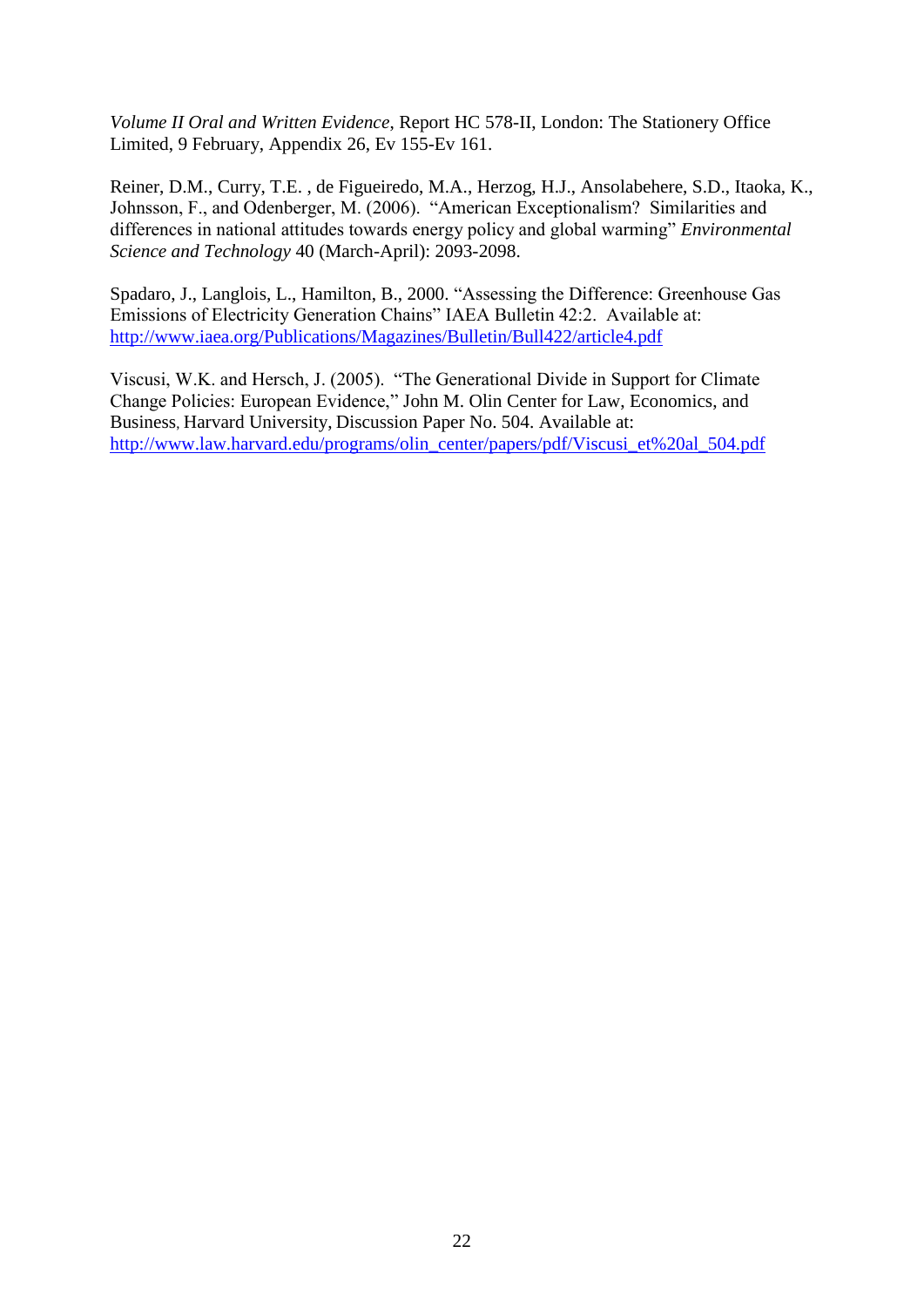*Volume II Oral and Written Evidence*, Report HC 578-II, London: The Stationery Office Limited, 9 February, Appendix 26, Ev 155-Ev 161.

Reiner, D.M., Curry, T.E. , de Figueiredo, M.A., Herzog, H.J., Ansolabehere, S.D., Itaoka, K., Johnsson, F., and Odenberger, M. (2006). "American Exceptionalism? Similarities and differences in national attitudes towards energy policy and global warming" *Environmental Science and Technology* 40 (March-April): 2093-2098.

Spadaro, J., Langlois, L., Hamilton, B., 2000. "Assessing the Difference: Greenhouse Gas Emissions of Electricity Generation Chains" IAEA Bulletin 42:2. Available at: http://www.iaea.org/Publications/Magazines/Bulletin/Bull422/article4.pdf

Viscusi, W.K. and Hersch, J. (2005). "The Generational Divide in Support for Climate Change Policies: European Evidence," John M. Olin Center for Law, Economics, and Business, Harvard University, Discussion Paper No. 504. Available at: http://www.law.harvard.edu/programs/olin_center/papers/pdf/Viscusi_et%20al_504.pdf